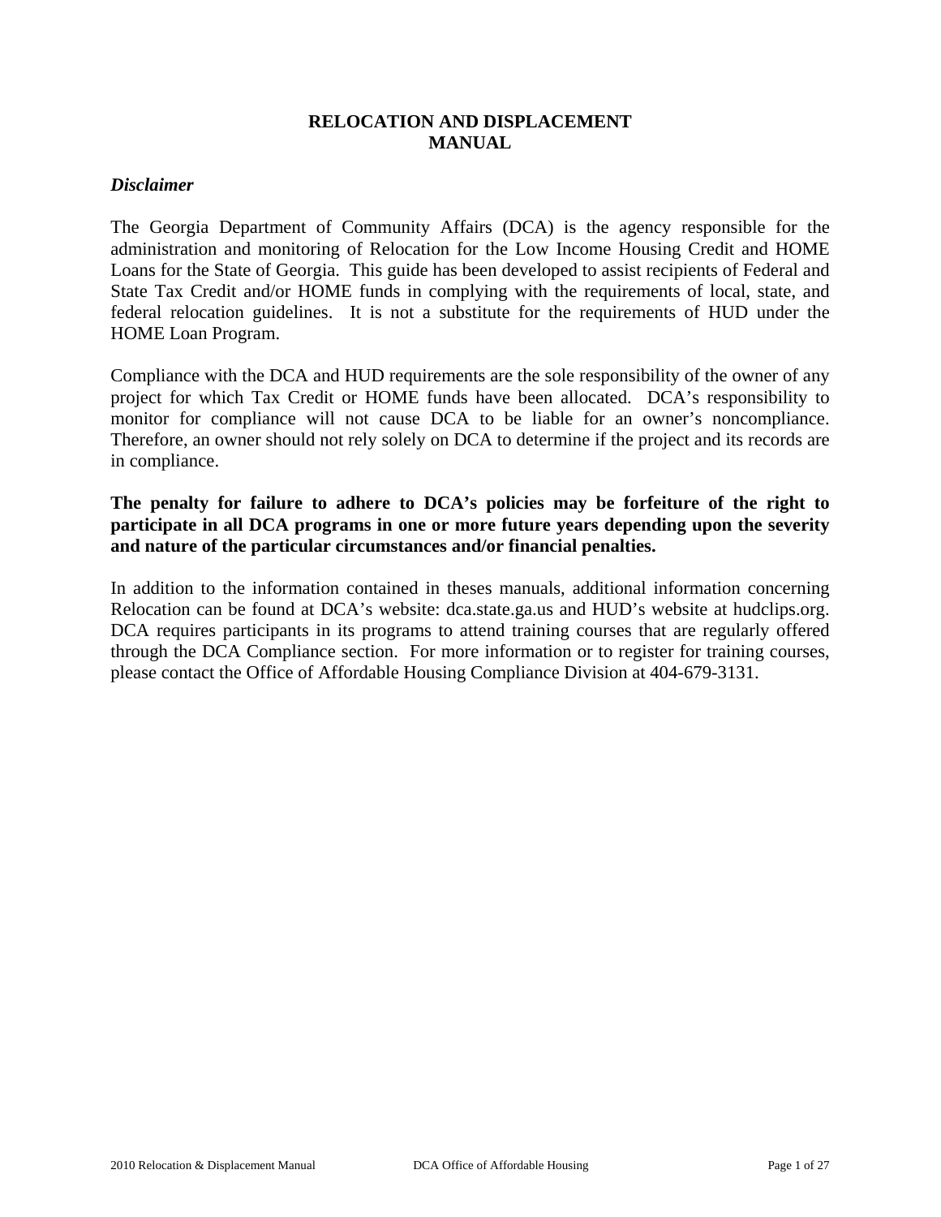# RELOCATION AND DISPLACEMENT MANUAL

## *Disclaimer*

The Georgia Department of Community Affairs (DCA) is the agency responsible for the administration and monitoring of Relocation for the Low Income Housing Credit and HOME Loans for the State of Georgia. This guide has been developed to assist recipients of Federal and State Tax Credit and/or HOME funds in complying with the requirements of local, state, and federal relocation guidelines. It is not a substitute for the requirements of HUD under the HOME Loan Program.

Compliance with the DCA and HUD requirements are the sole responsibility of the owner of any project for which Tax Credit or HOME funds have been allocated. DCA's responsibility to monitor for compliance will not cause DCA to be liable for an owner's noncompliance. Therefore, an owner should not rely solely on DCA to determine if the project and its records are in compliance.

**The penalty for failure to adhere to DCA's policies may be forfeiture of the right to participate in all DCA programs in one or more future years depending upon the severity and nature of the particular circumstances and/or financial penalties.**

In addition to the information contained in theses manuals, additional information concerning Relocation can be found at DCA's website: dca.state.ga.us and HUD's website at hudclips.org. DCA requires participants in its programs to attend training courses that are regularly offered through the DCA Compliance section. For more information or to register for training courses, please contact the Office of Affordable Housing Compliance Division at 404-679-3131.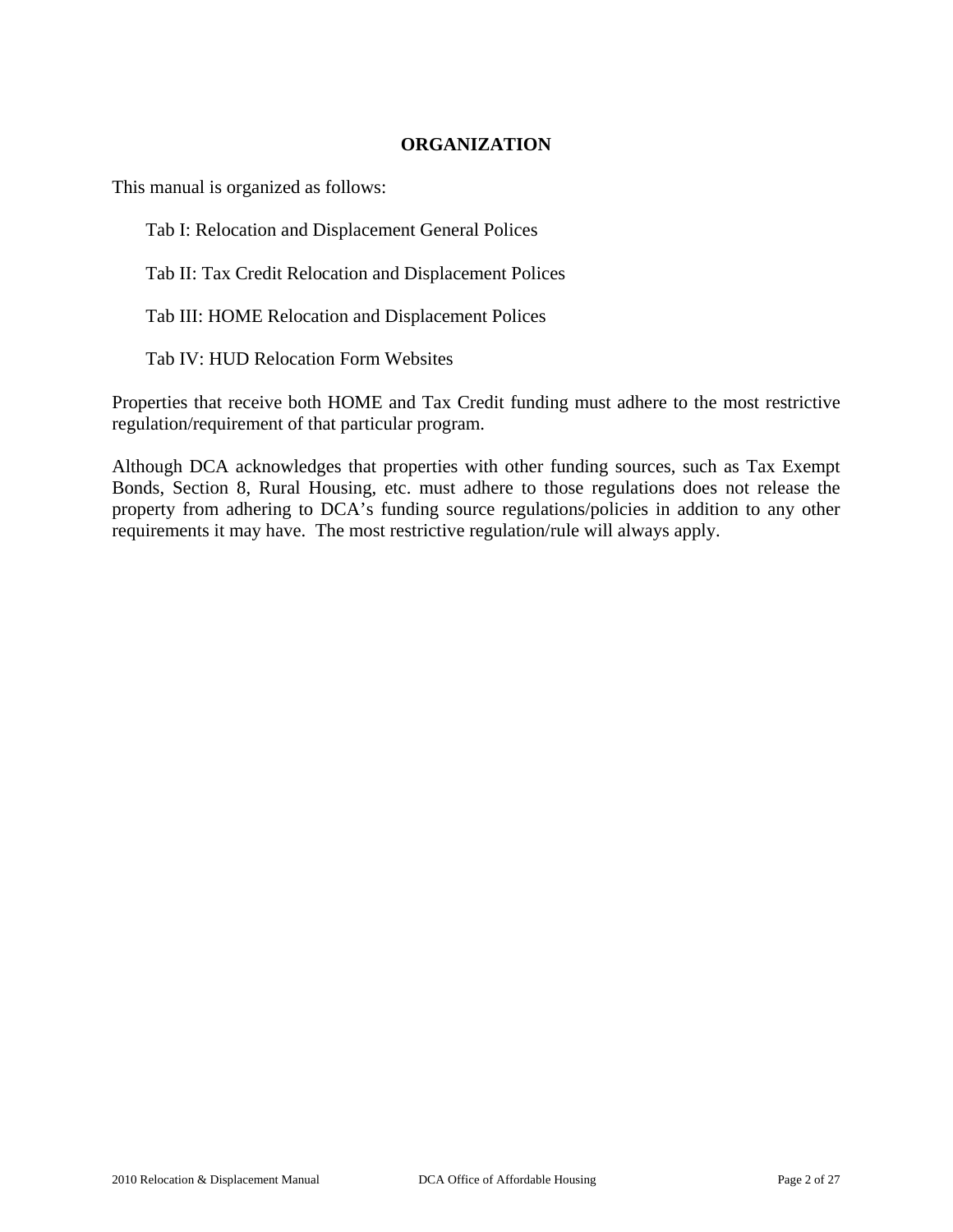## ORGANIZATION

This manual is organized as follows:

Tab I: Relocation and Displacement General Polices

Tab II: Tax Credit Relocation and Displacement Polices

Tab III: HOME Relocation and Displacement Polices

Tab IV: HUD Relocation Form Websites

Properties that receive both HOME and Tax Credit funding must adhere to the most restrictive regulation/requirement of that particular program.

Although DCA acknowledges that properties with other funding sources, such as Tax Exempt Bonds, Section 8, Rural Housing, etc. must adhere to those regulations does not release the property from adhering to DCA's funding source regulations/policies in addition to any other requirements it may have. The most restrictive regulation/rule will always apply.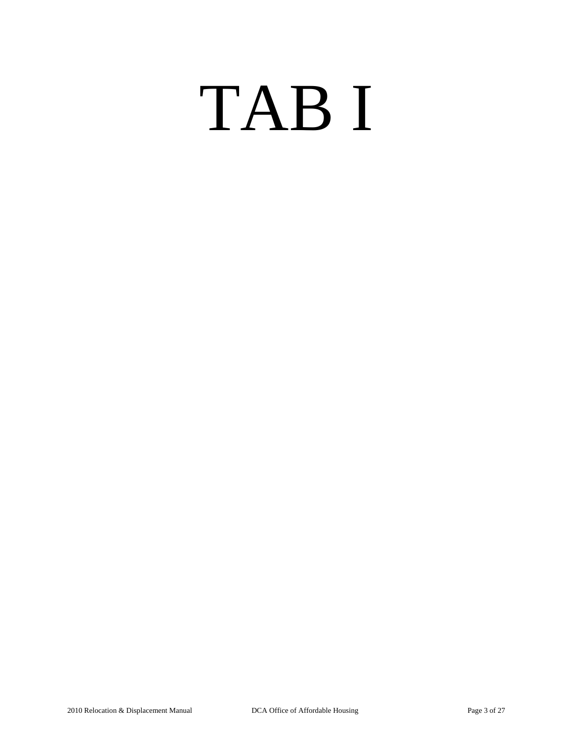# TAB I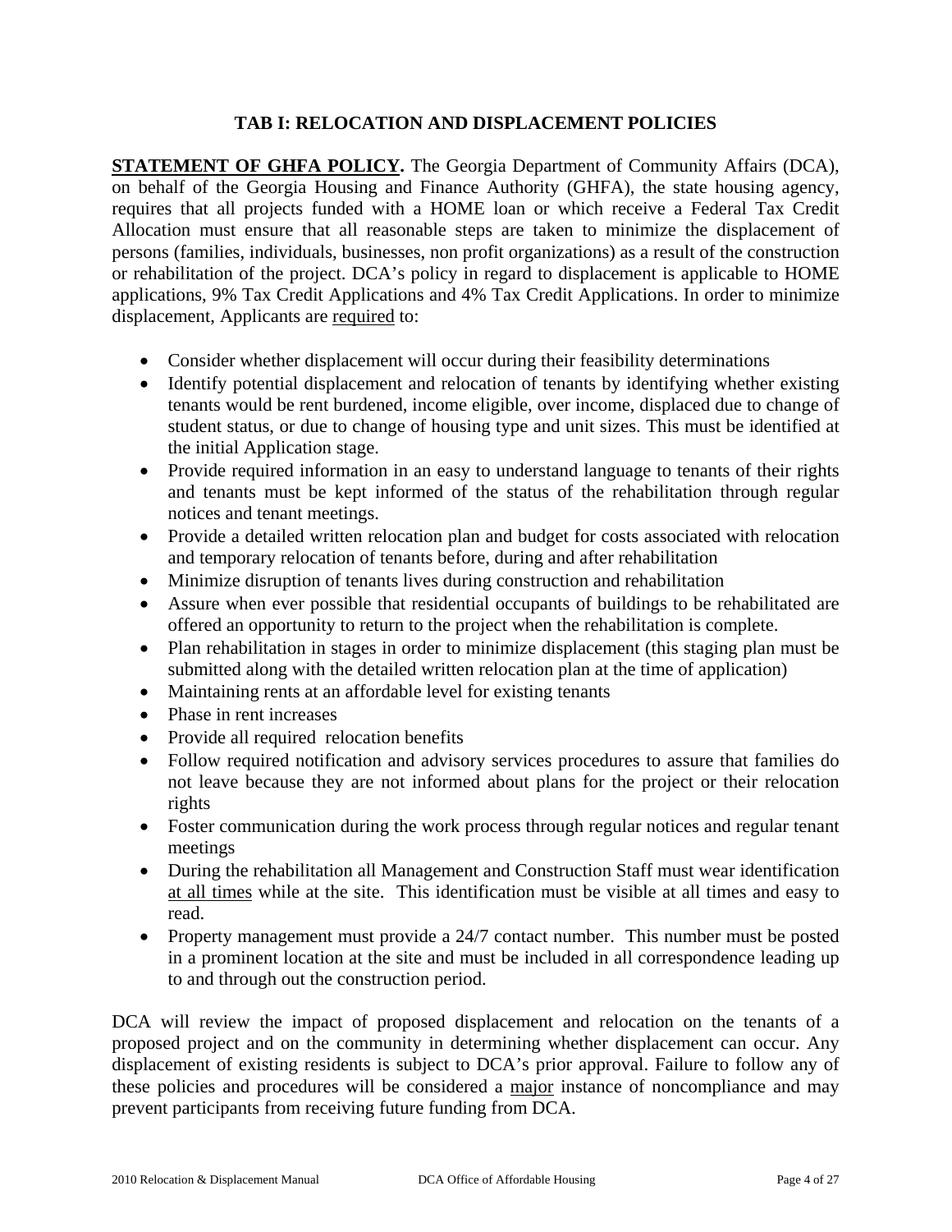## TAB I: RELOCATION AND DISPLACEMENT POLICIES

**STATEMENT OF GHFA POLICY.** The Georgia Department of Community Affairs (DCA), on behalf of the Georgia Housing and Finance Authority (GHFA), the state housing agency, requires that all projects funded with a HOME loan or which receive a Federal Tax Credit Allocation must ensure that all reasonable steps are taken to minimize the displacement of persons (families, individuals, businesses, non profit organizations) as a result of the construction or rehabilitation of the project. DCA's policy in regard to displacement is applicable to HOME applications, 9% Tax Credit Applications and 4% Tax Credit Applications. In order to minimize displacement, Applicants are <u>required</u> to:

- Consider whether displacement will occur during their feasibility determinations
- Identify potential displacement and relocation of tenants by identifying whether existing tenants would be rent burdened, income eligible, over income, displaced due to change of student status, or due to change of housing type and unit sizes. This must be identified at the initial Application stage.
- Provide required information in an easy to understand language to tenants of their rights and tenants must be kept informed of the status of the rehabilitation through regular notices and tenant meetings.
- Provide a detailed written relocation plan and budget for costs associated with relocation and temporary relocation of tenants before, during and after rehabilitation
- Minimize disruption of tenants lives during construction and rehabilitation
- Assure when ever possible that residential occupants of buildings to be rehabilitated are offered an opportunity to return to the project when the rehabilitation is complete.
- Plan rehabilitation in stages in order to minimize displacement (this staging plan must be submitted along with the detailed written relocation plan at the time of application)
- Maintaining rents at an affordable level for existing tenants
- Phase in rent increases
- Provide all required relocation benefits
- Follow required notification and advisory services procedures to assure that families do not leave because they are not informed about plans for the project or their relocation rights
- Foster communication during the work process through regular notices and regular tenant meetings
- During the rehabilitation all Management and Construction Staff must wear identification <u>at all times</u> while at the site. This identification must be visible at all times and easy to read.
- Property management must provide a 24/7 contact number. This number must be posted in a prominent location at the site and must be included in all correspondence leading up to and through out the construction period.

DCA will review the impact of proposed displacement and relocation on the tenants of a proposed project and on the community in determining whether displacement can occur. Any displacement of existing residents is subject to DCA's prior approval. Failure to follow any of these policies and procedures will be considered a <u>major</u> instance of noncompliance and may prevent participants from receiving future funding from DCA.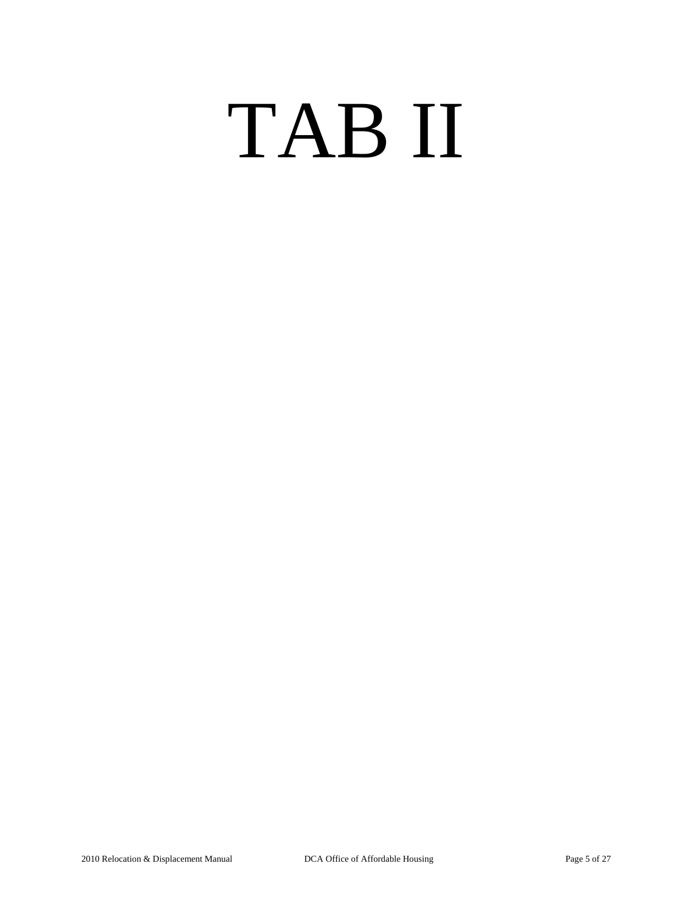# TAB II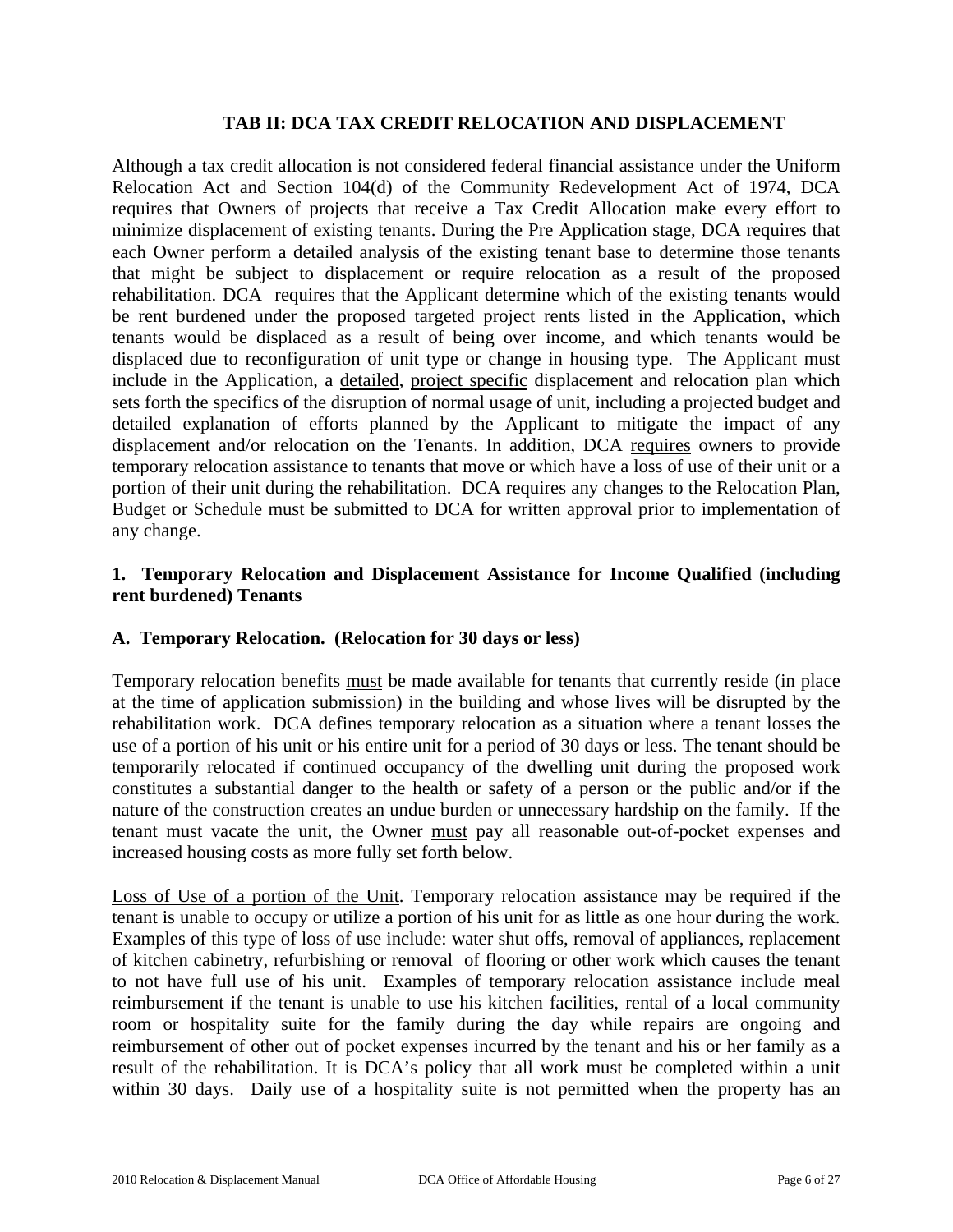## TAB II: DCA TAX CREDIT RELOCATION AND DISPLACEMENT

Although a tax credit allocation is not considered federal financial assistance under the Uniform Relocation Act and Section 104(d) of the Community Redevelopment Act of 1974, DCA requires that Owners of projects that receive a Tax Credit Allocation make every effort to minimize displacement of existing tenants. During the Pre Application stage, DCA requires that each Owner perform a detailed analysis of the existing tenant base to determine those tenants that might be subject to displacement or require relocation as a result of the proposed rehabilitation. DCA requires that the Applicant determine which of the existing tenants would be rent burdened under the proposed targeted project rents listed in the Application, which tenants would be displaced as a result of being over income, and which tenants would be displaced due to reconfiguration of unit type or change in housing type. The Applicant must include in the Application, a detailed, project specific displacement and relocation plan which sets forth the specifics of the disruption of normal usage of unit, including a projected budget and detailed explanation of efforts planned by the Applicant to mitigate the impact of any displacement and/or relocation on the Tenants. In addition, DCA requires owners to provide temporary relocation assistance to tenants that move or which have a loss of use of their unit or a portion of their unit during the rehabilitation. DCA requires any changes to the Relocation Plan, Budget or Schedule must be submitted to DCA for written approval prior to implementation of any change.

### 1. Temporary Relocation and Displacement Assistance for Income Qualified (including rent burdened) Tenants

#### A. Temporary Relocation. (Relocation for 30 days or less)

Temporary relocation benefits must be made available for tenants that currently reside (in place at the time of application submission) in the building and whose lives will be disrupted by the rehabilitation work. DCA defines temporary relocation as a situation where a tenant losses the use of a portion of his unit or his entire unit for a period of 30 days or less. The tenant should be temporarily relocated if continued occupancy of the dwelling unit during the proposed work constitutes a substantial danger to the health or safety of a person or the public and/or if the nature of the construction creates an undue burden or unnecessary hardship on the family. If the tenant must vacate the unit, the Owner must pay all reasonable out-of-pocket expenses and increased housing costs as more fully set forth below.

Loss of Use of a portion of the Unit. Temporary relocation assistance may be required if the tenant is unable to occupy or utilize a portion of his unit for as little as one hour during the work. Examples of this type of loss of use include: water shut offs, removal of appliances, replacement of kitchen cabinetry, refurbishing or removal of flooring or other work which causes the tenant to not have full use of his unit. Examples of temporary relocation assistance include meal reimbursement if the tenant is unable to use his kitchen facilities, rental of a local community room or hospitality suite for the family during the day while repairs are ongoing and reimbursement of other out of pocket expenses incurred by the tenant and his or her family as a result of the rehabilitation. It is DCA's policy that all work must be completed within a unit within 30 days. Daily use of a hospitality suite is not permitted when the property has an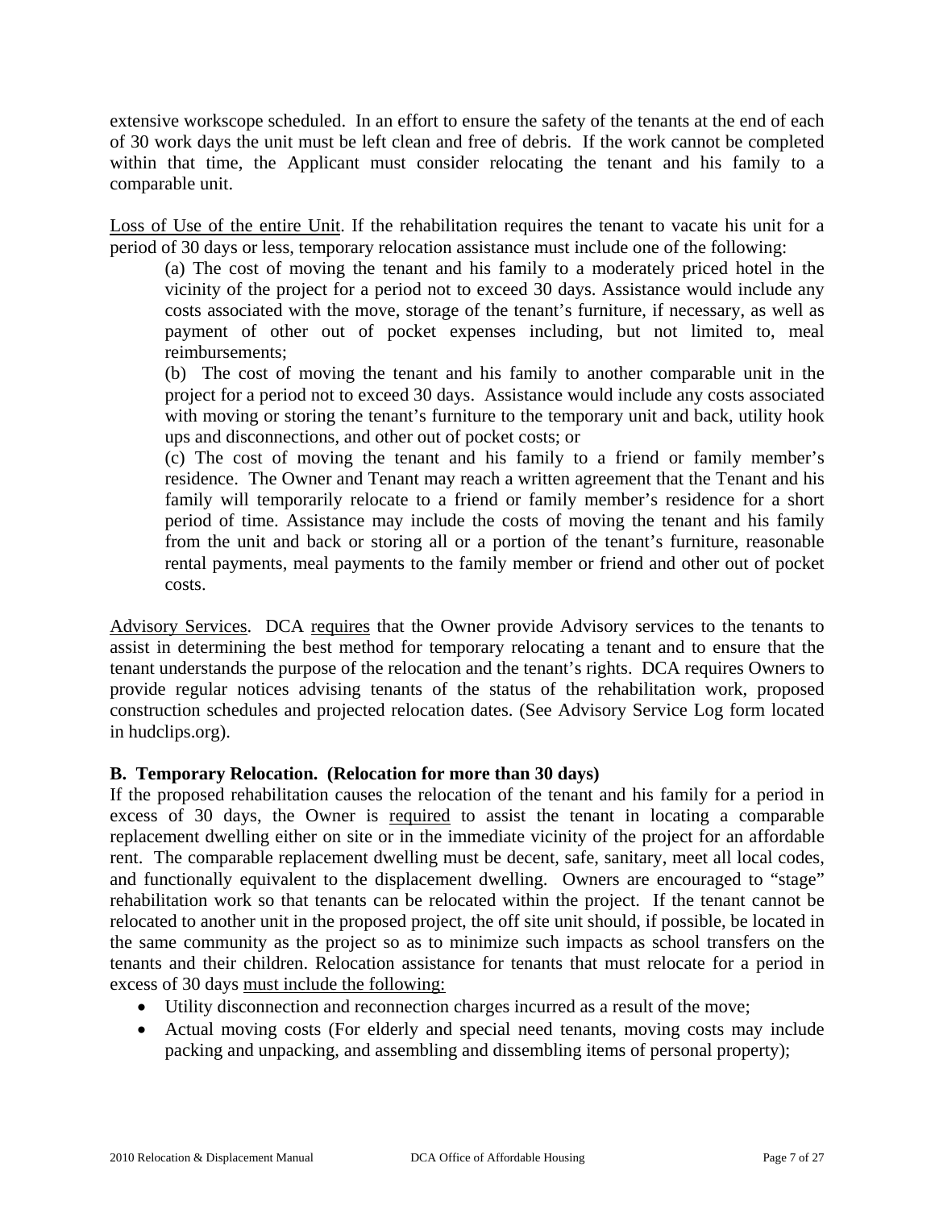extensive workscope scheduled. In an effort to ensure the safety of the tenants at the end of each of 30 work days the unit must be left clean and free of debris. If the work cannot be completed within that time, the Applicant must consider relocating the tenant and his family to a comparable unit.

Loss of Use of the entire Unit. If the rehabilitation requires the tenant to vacate his unit for a period of 30 days or less, temporary relocation assistance must include one of the following:

> (a) The cost of moving the tenant and his family to a moderately priced hotel in the vicinity of the project for a period not to exceed 30 days. Assistance would include any costs associated with the move, storage of the tenant's furniture, if necessary, as well as payment of other out of pocket expenses including, but not limited to, meal reimbursements;
>
> (b) The cost of moving the tenant and his family to another comparable unit in the project for a period not to exceed 30 days. Assistance would include any costs associated with moving or storing the tenant's furniture to the temporary unit and back, utility hook ups and disconnections, and other out of pocket costs; or
>
> (c) The cost of moving the Tenant and his family to a friend or family member's residence. The Owner and Tenant may reach a written agreement that the Tenant and his family will temporarily relocate to a friend or family member's residence for a short period of time. Assistance may include the costs of moving the tenant and his family from the unit and back or storing all or a portion of the tenant's furniture, reasonable rental payments, meal payments to the family member or friend and other out of pocket costs.

Advisory Services. DCA requires that the Owner provide Advisory services to the tenants to assist in determining the best method for temporary relocating a tenant and to ensure that the tenant understands the purpose of the relocation and the tenant's rights. DCA requires Owners to provide regular notices advising tenants of the status of the rehabilitation work, proposed construction schedules and projected relocation dates. (See Advisory Service Log form located in hudclips.org).

**B. Temporary Relocation. (Relocation for more than 30 days)**

If the proposed rehabilitation causes the relocation of the tenant and his family for a period in excess of 30 days, the Owner is required to assist the tenant in locating a comparable replacement dwelling either on site or in the immediate vicinity of the project for an affordable rent. The comparable replacement dwelling must be decent, safe, sanitary, meet all local codes, and functionally equivalent to the displacement dwelling. Owners are encouraged to "stage" rehabilitation work so that tenants can be relocated within the project. If the tenant cannot be relocated to another unit in the proposed project, the off site unit should, if possible, be located in the same community as the project so as to minimize such impacts as school transfers on the tenants and their children. Relocation assistance for tenants that must relocate for a period in excess of 30 days must include the following:

- Utility disconnection and reconnection charges incurred as a result of the move;
- Actual moving costs (For elderly and special need tenants, moving costs may include packing and unpacking, and assembling and dissembling items of personal property);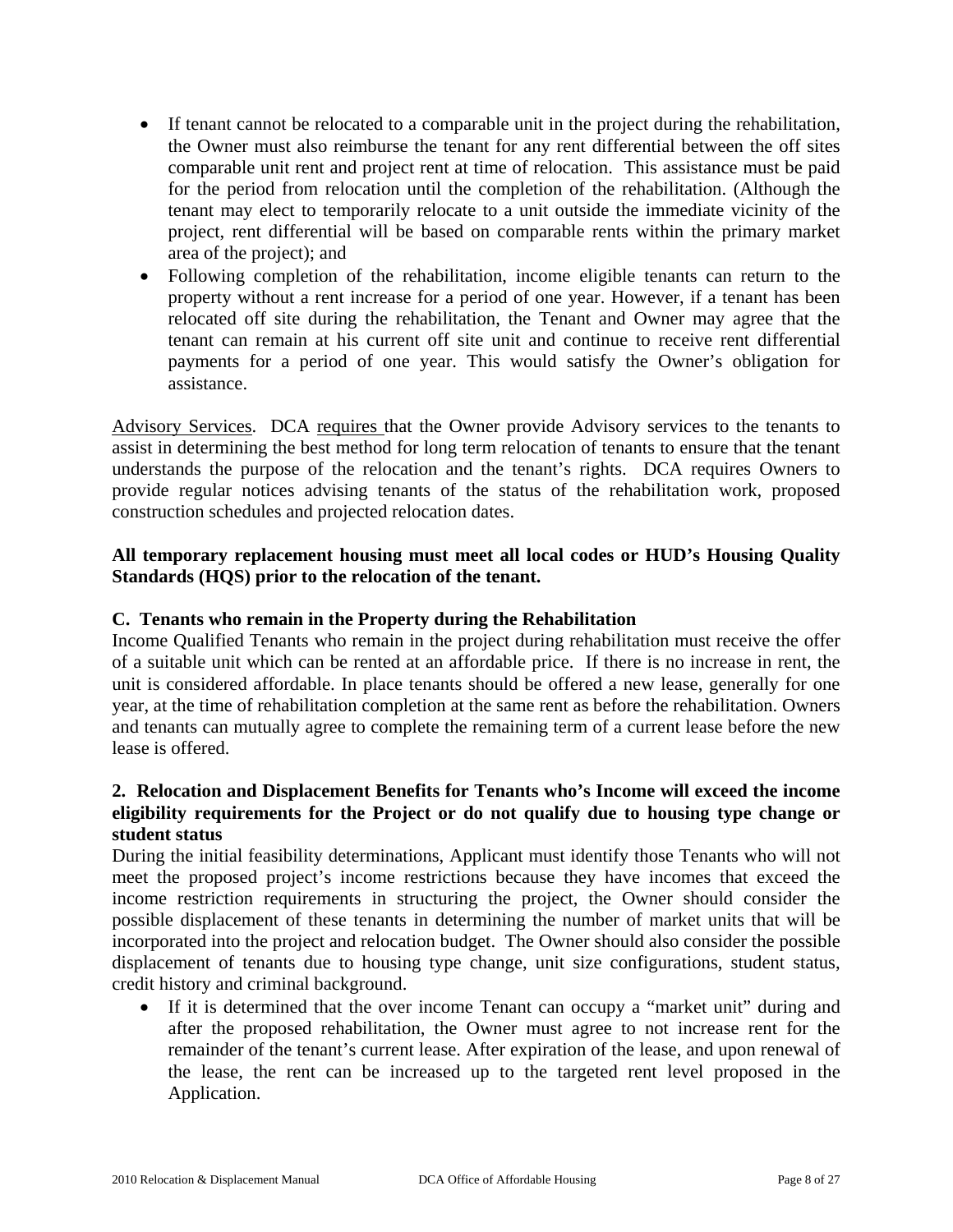- If tenant cannot be relocated to a comparable unit in the project during the rehabilitation, the Owner must also reimburse the tenant for any rent differential between the off sites comparable unit rent and project rent at time of relocation. This assistance must be paid for the period from relocation until the completion of the rehabilitation. (Although the tenant may elect to temporarily relocate to a unit outside the immediate vicinity of the project, rent differential will be based on comparable rents within the primary market area of the project); and
- Following completion of the rehabilitation, income eligible tenants can return to the property without a rent increase for a period of one year. However, if a tenant has been relocated off site during the rehabilitation, the Tenant and Owner may agree that the tenant can remain at his current off site unit and continue to receive rent differential payments for a period of one year. This would satisfy the Owner's obligation for assistance.

<u>Advisory Services</u>. DCA <u>requires</u> that the Owner provide Advisory services to the tenants to assist in determining the best method for long term relocation of tenants to ensure that the tenant understands the purpose of the relocation and the tenant's rights. DCA requires Owners to provide regular notices advising tenants of the status of the rehabilitation work, proposed construction schedules and projected relocation dates.

**All temporary replacement housing must meet all local codes or HUD's Housing Quality Standards (HQS) prior to the relocation of the tenant.**

**C. Tenants who remain in the Property during the Rehabilitation**

Income Qualified Tenants who remain in the project during rehabilitation must receive the offer of a suitable unit which can be rented at an affordable price. If there is no increase in rent, the unit is considered affordable. In place tenants should be offered a new lease, generally for one year, at the time of rehabilitation completion at the same rent as before the rehabilitation. Owners and tenants can mutually agree to complete the remaining term of a current lease before the new lease is offered.

**2. Relocation and Displacement Benefits for Tenants who's Income will exceed the income eligibility requirements for the Project or do not qualify due to housing type change or student status**

During the initial feasibility determinations, Applicant must identify those Tenants who will not meet the proposed project's income restrictions because they have incomes that exceed the income restriction requirements in structuring the project, the Owner should consider the possible displacement of these tenants in determining the number of market units that will be incorporated into the project and relocation budget. The Owner should also consider the possible displacement of tenants due to housing type change, unit size configurations, student status, credit history and criminal background.

- If it is determined that the over income Tenant can occupy a "market unit" during and after the proposed rehabilitation, the Owner must agree to not increase rent for the remainder of the tenant's current lease. After expiration of the lease, and upon renewal of the lease, the rent can be increased up to the targeted rent level proposed in the Application.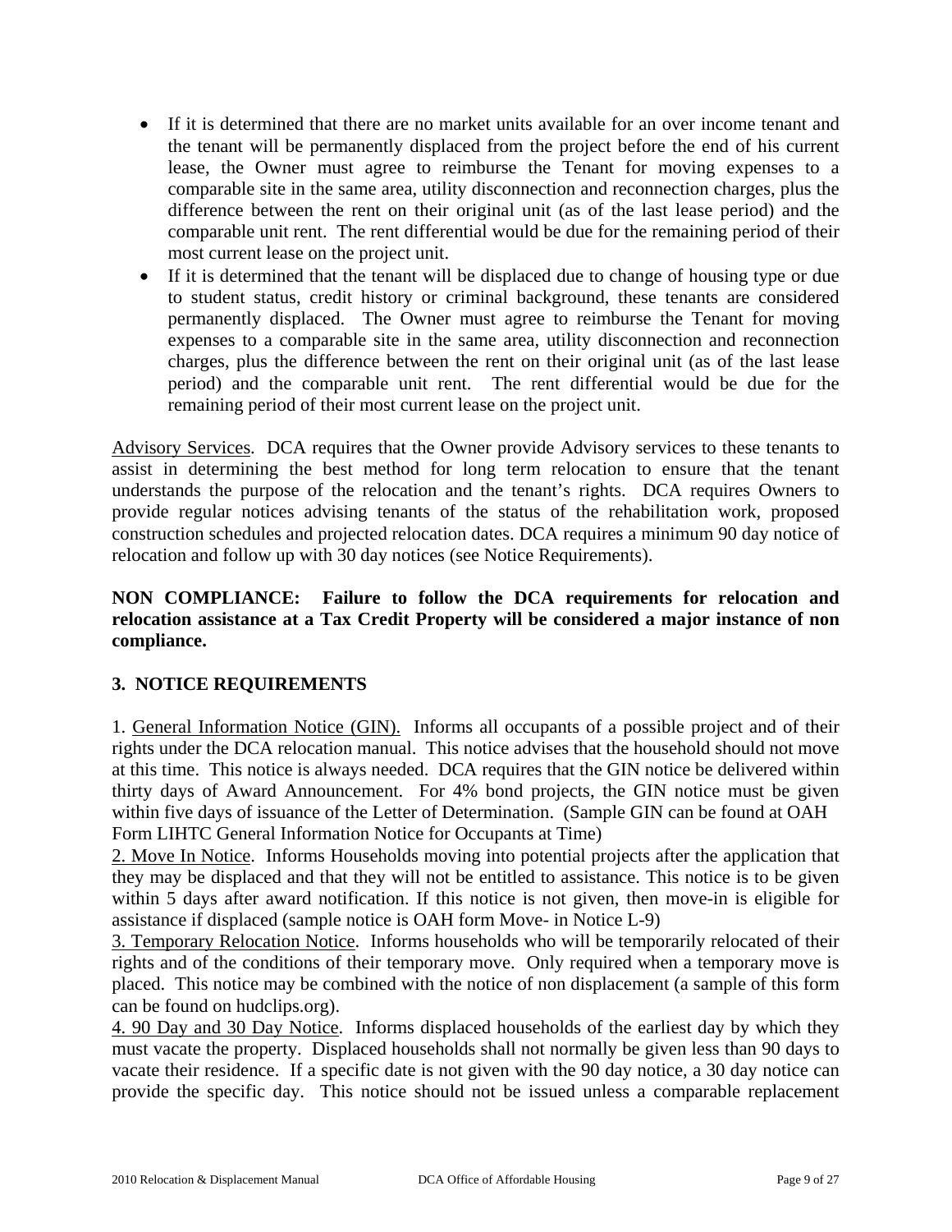- If it is determined that there are no market units available for an over income tenant and the tenant will be permanently displaced from the project before the end of his current lease, the Owner must agree to reimburse the Tenant for moving expenses to a comparable site in the same area, utility disconnection and reconnection charges, plus the difference between the rent on their original unit (as of the last lease period) and the comparable unit rent. The rent differential would be due for the remaining period of their most current lease on the project unit.
- If it is determined that the tenant will be displaced due to change of housing type or due to student status, credit history or criminal background, these tenants are considered permanently displaced. The Owner must agree to reimburse the Tenant for moving expenses to a comparable site in the same area, utility disconnection and reconnection charges, plus the difference between the rent on their original unit (as of the last lease period) and the comparable unit rent. The rent differential would be due for the remaining period of their most current lease on the project unit.

<u>Advisory Services</u>. DCA requires that the Owner provide Advisory services to these tenants to assist in determining the best method for long term relocation to ensure that the tenant understands the purpose of the relocation and the tenant's rights. DCA requires Owners to provide regular notices advising tenants of the status of the rehabilitation work, proposed construction schedules and projected relocation dates. DCA requires a minimum 90 day notice of relocation and follow up with 30 day notices (see Notice Requirements).

**NON COMPLIANCE: Failure to follow the DCA requirements for relocation and relocation assistance at a Tax Credit Property will be considered a major instance of non compliance.**

## 3. NOTICE REQUIREMENTS

1. <u>General Information Notice (GIN).</u> Informs all occupants of a possible project and of their rights under the DCA relocation manual. This notice advises that the household should not move at this time. This notice is always needed. DCA requires that the GIN notice be delivered within thirty days of Award Announcement. For 4% bond projects, the GIN notice must be given within five days of issuance of the Letter of Determination. (Sample GIN can be found at OAH Form LIHTC General Information Notice for Occupants at Time)

2. <u>Move In Notice</u>. Informs Households moving into potential projects after the application that they may be displaced and that they will not be entitled to assistance. This notice is to be given within 5 days after award notification. If this notice is not given, then move-in is eligible for assistance if displaced (sample notice is OAH form Move- in Notice L-9)

3. <u>Temporary Relocation Notice</u>. Informs households who will be temporarily relocated of their rights and of the conditions of their temporary move. Only required when a temporary move is placed. This notice may be combined with the notice of non displacement (a sample of this form can be found on hudclips.org).

4. <u>90 Day and 30 Day Notice</u>. Informs displaced households of the earliest day by which they must vacate the property. Displaced households shall not normally be given less than 90 days to vacate their residence. If a specific date is not given with the 90 day notice, a 30 day notice can provide the specific day. This notice should not be issued unless a comparable replacement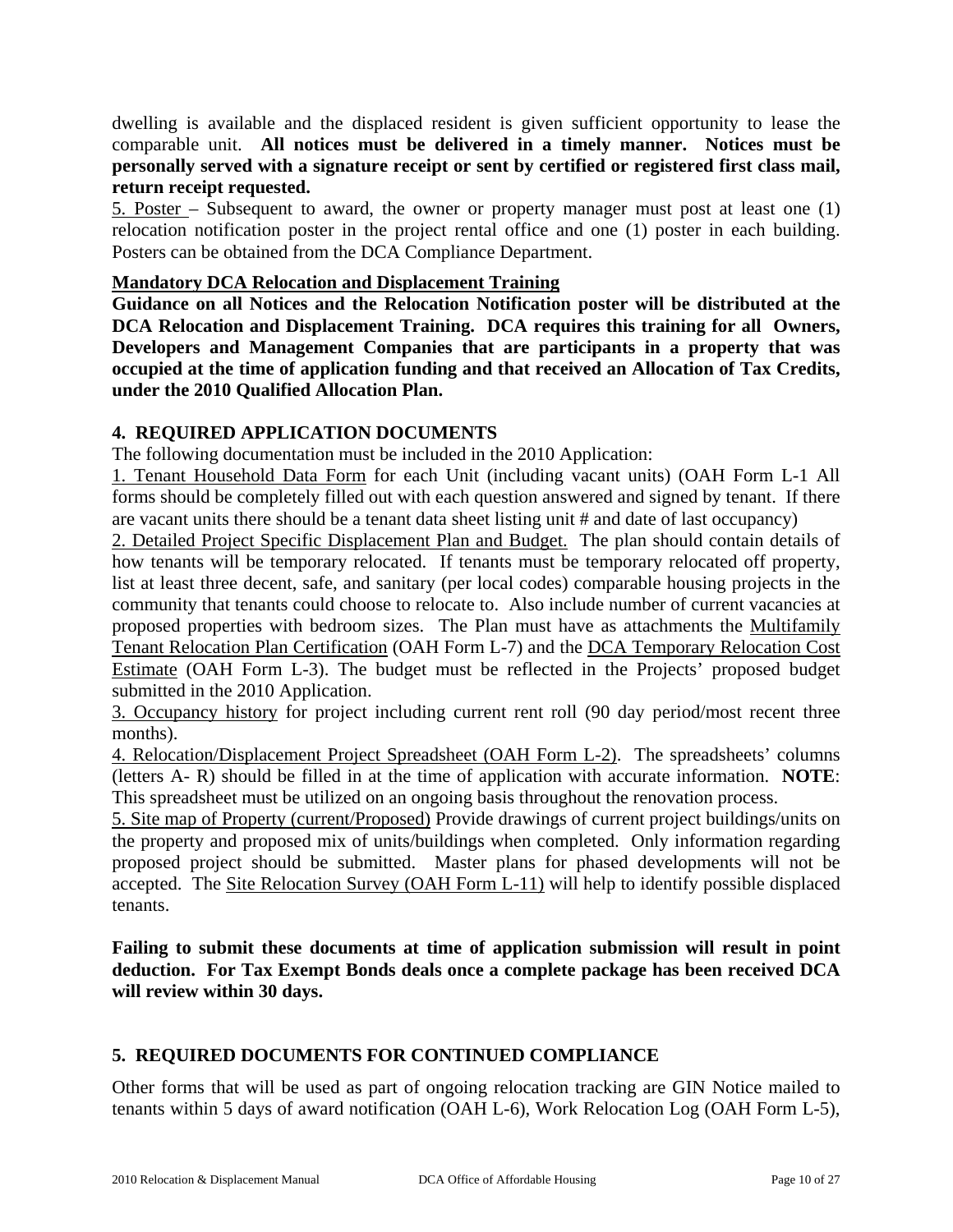dwelling is available and the displaced resident is given sufficient opportunity to lease the comparable unit. **All notices must be delivered in a timely manner. Notices must be personally served with a signature receipt or sent by certified or registered first class mail, return receipt requested.**

5. Poster – Subsequent to award, the owner or property manager must post at least one (1) relocation notification poster in the project rental office and one (1) poster in each building. Posters can be obtained from the DCA Compliance Department.

**Mandatory DCA Relocation and Displacement Training**

**Guidance on all Notices and the Relocation Notification poster will be distributed at the DCA Relocation and Displacement Training. DCA requires this training for all Owners, Developers and Management Companies that are participants in a property that was occupied at the time of application funding and that received an Allocation of Tax Credits, under the 2010 Qualified Allocation Plan.**

## 4. REQUIRED APPLICATION DOCUMENTS

The following documentation must be included in the 2010 Application:

1. Tenant Household Data Form for each Unit (including vacant units) (OAH Form L-1 All forms should be completely filled out with each question answered and signed by tenant. If there are vacant units there should be a tenant data sheet listing unit # and date of last occupancy)
2. Detailed Project Specific Displacement Plan and Budget. The plan should contain details of how tenants will be temporary relocated. If tenants must be temporary relocated off property, list at least three decent, safe, and sanitary (per local codes) comparable housing projects in the community that tenants could choose to relocate to. Also include number of current vacancies at proposed properties with bedroom sizes. The Plan must have as attachments the Multifamily Tenant Relocation Plan Certification (OAH Form L-7) and the DCA Temporary Relocation Cost Estimate (OAH Form L-3). The budget must be reflected in the Projects' proposed budget submitted in the 2010 Application.
3. Occupancy history for project including current rent roll (90 day period/most recent three months).
4. Relocation/Displacement Project Spreadsheet (OAH Form L-2). The spreadsheets' columns (letters A- R) should be filled in at the time of application with accurate information. **NOTE**: This spreadsheet must be utilized on an ongoing basis throughout the renovation process.
5. Site map of Property (current/Proposed) Provide drawings of current project buildings/units on the property and proposed mix of units/buildings when completed. Only information regarding proposed project should be submitted. Master plans for phased developments will not be accepted. The Site Relocation Survey (OAH Form L-11) will help to identify possible displaced tenants.

**Failing to submit these documents at time of application submission will result in point deduction. For Tax Exempt Bonds deals once a complete package has been received DCA will review within 30 days.**

## 5. REQUIRED DOCUMENTS FOR CONTINUED COMPLIANCE

Other forms that will be used as part of ongoing relocation tracking are GIN Notice mailed to tenants within 5 days of award notification (OAH L-6), Work Relocation Log (OAH Form L-5),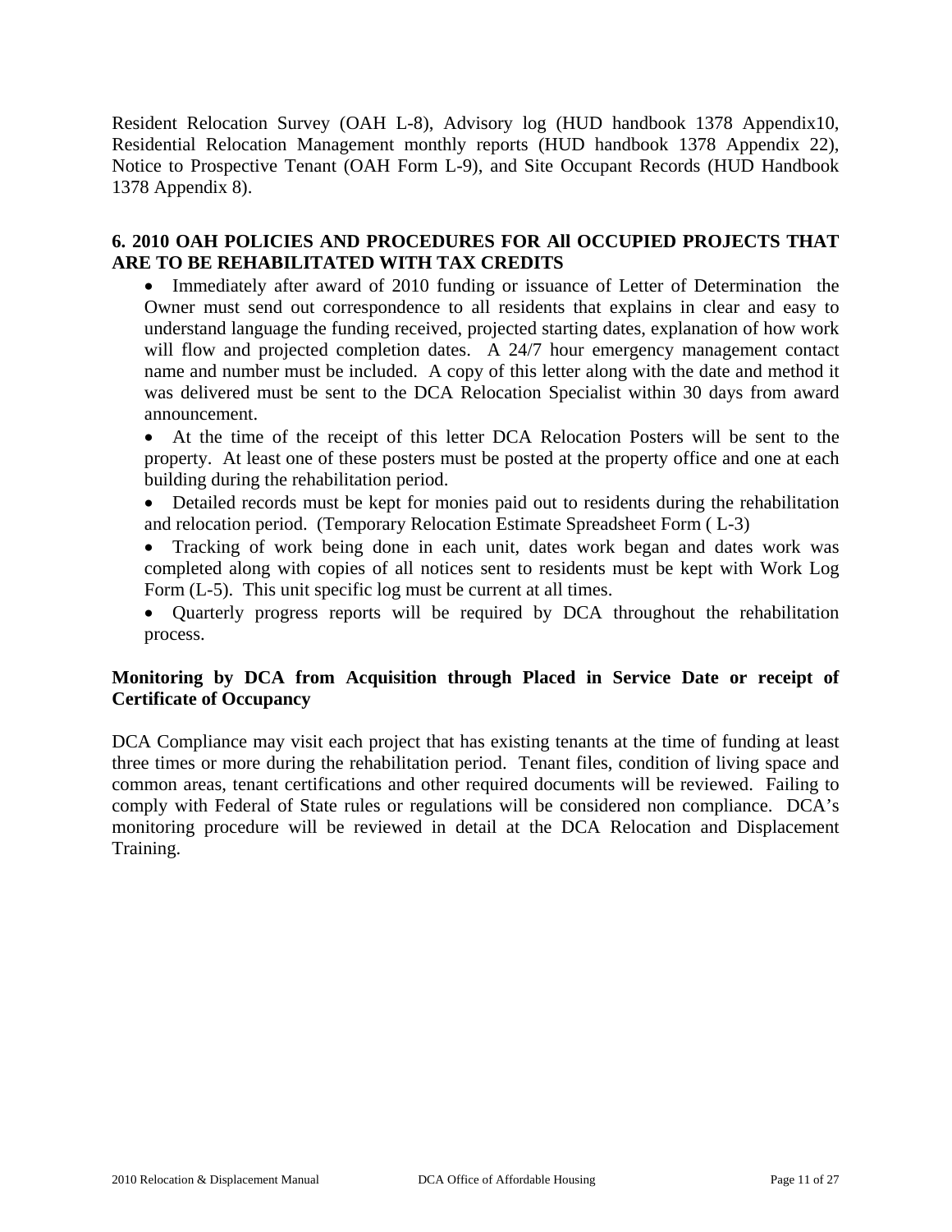Resident Relocation Survey (OAH L-8), Advisory log (HUD handbook 1378 Appendix10, Residential Relocation Management monthly reports (HUD handbook 1378 Appendix 22), Notice to Prospective Tenant (OAH Form L-9), and Site Occupant Records (HUD Handbook 1378 Appendix 8).

### 6. 2010 OAH POLICIES AND PROCEDURES FOR All OCCUPIED PROJECTS THAT ARE TO BE REHABILITATED WITH TAX CREDITS

- Immediately after award of 2010 funding or issuance of Letter of Determination the Owner must send out correspondence to all residents that explains in clear and easy to understand language the funding received, projected starting dates, explanation of how work will flow and projected completion dates. A 24/7 hour emergency management contact name and number must be included. A copy of this letter along with the date and method it was delivered must be sent to the DCA Relocation Specialist within 30 days from award announcement.
- At the time of the receipt of this letter DCA Relocation Posters will be sent to the property. At least one of these posters must be posted at the property office and one at each building during the rehabilitation period.
- Detailed records must be kept for monies paid out to residents during the rehabilitation and relocation period. (Temporary Relocation Estimate Spreadsheet Form ( L-3)
- Tracking of work being done in each unit, dates work began and dates work was completed along with copies of all notices sent to residents must be kept with Work Log Form (L-5). This unit specific log must be current at all times.
- Quarterly progress reports will be required by DCA throughout the rehabilitation process.

### Monitoring by DCA from Acquisition through Placed in Service Date or receipt of Certificate of Occupancy

DCA Compliance may visit each project that has existing tenants at the time of funding at least three times or more during the rehabilitation period. Tenant files, condition of living space and common areas, tenant certifications and other required documents will be reviewed. Failing to comply with Federal of State rules or regulations will be considered non compliance. DCA's monitoring procedure will be reviewed in detail at the DCA Relocation and Displacement Training.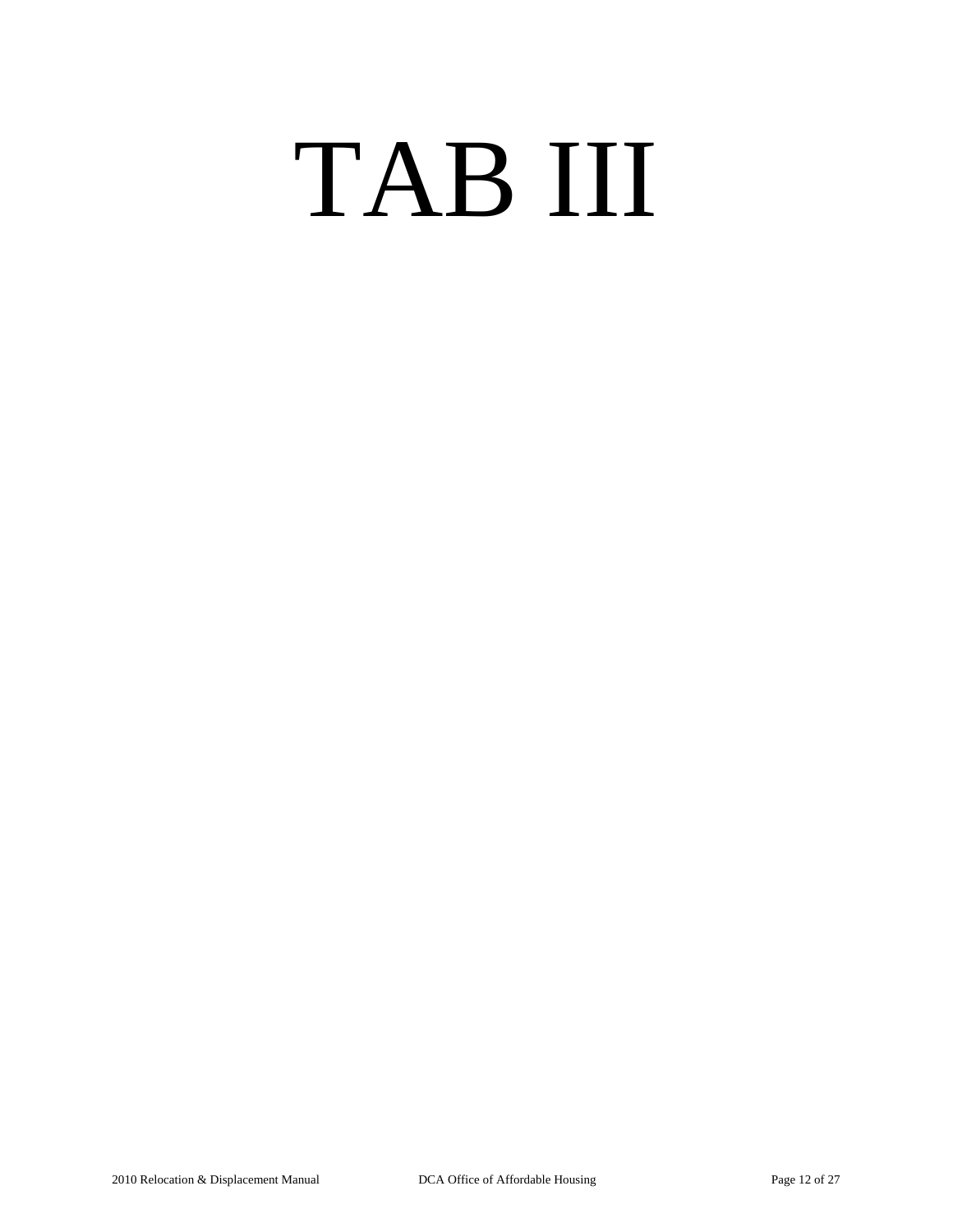# TAB III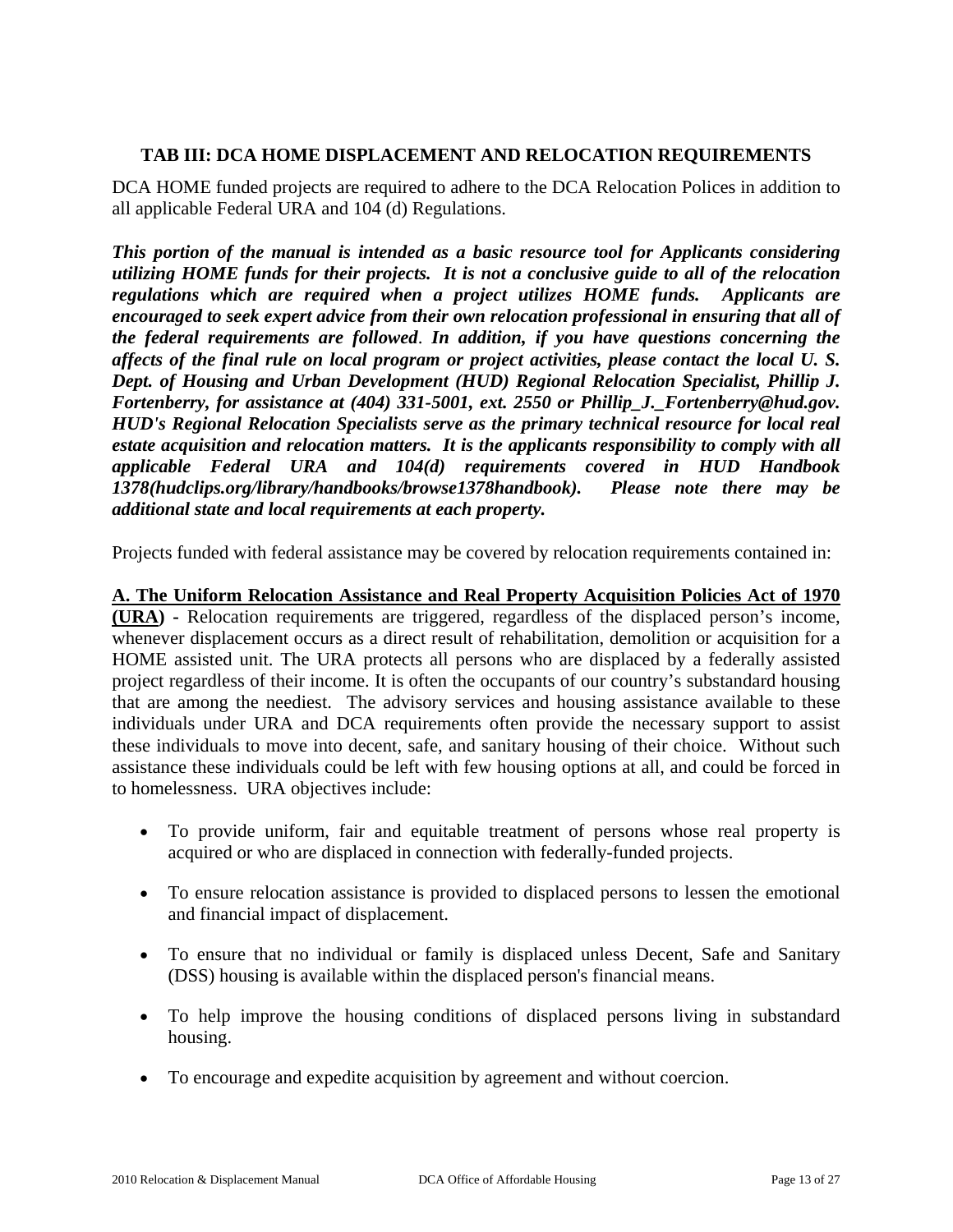## TAB III: DCA HOME DISPLACEMENT AND RELOCATION REQUIREMENTS

DCA HOME funded projects are required to adhere to the DCA Relocation Polices in addition to all applicable Federal URA and 104 (d) Regulations.

***This portion of the manual is intended as a basic resource tool for Applicants considering utilizing HOME funds for their projects. It is not a conclusive guide to all of the relocation regulations which are required when a project utilizes HOME funds. Applicants are encouraged to seek expert advice from their own relocation professional in ensuring that all of the federal requirements are followed. In addition, if you have questions concerning the affects of the final rule on local program or project activities, please contact the local U. S. Dept. of Housing and Urban Development (HUD) Regional Relocation Specialist, Phillip J. Fortenberry, for assistance at (404) 331-5001, ext. 2550 or Phillip_J._Fortenberry@hud.gov. HUD's Regional Relocation Specialists serve as the primary technical resource for local real estate acquisition and relocation matters. It is the applicants responsibility to comply with all applicable Federal URA and 104(d) requirements covered in HUD Handbook 1378(hudclips.org/library/handbooks/browse1378handbook). Please note there may be additional state and local requirements at each property.***

Projects funded with federal assistance may be covered by relocation requirements contained in:

**A. The Uniform Relocation Assistance and Real Property Acquisition Policies Act of 1970 (URA)** - Relocation requirements are triggered, regardless of the displaced person's income, whenever displacement occurs as a direct result of rehabilitation, demolition or acquisition for a HOME assisted unit. The URA protects all persons who are displaced by a federally assisted project regardless of their income. It is often the occupants of our country's substandard housing that are among the neediest. The advisory services and housing assistance available to these individuals under URA and DCA requirements often provide the necessary support to assist these individuals to move into decent, safe, and sanitary housing of their choice. Without such assistance these individuals could be left with few housing options at all, and could be forced in to homelessness. URA objectives include:

- To provide uniform, fair and equitable treatment of persons whose real property is acquired or who are displaced in connection with federally-funded projects.
- To ensure relocation assistance is provided to displaced persons to lessen the emotional and financial impact of displacement.
- To ensure that no individual or family is displaced unless Decent, Safe and Sanitary (DSS) housing is available within the displaced person's financial means.
- To help improve the housing conditions of displaced persons living in substandard housing.
- To encourage and expedite acquisition by agreement and without coercion.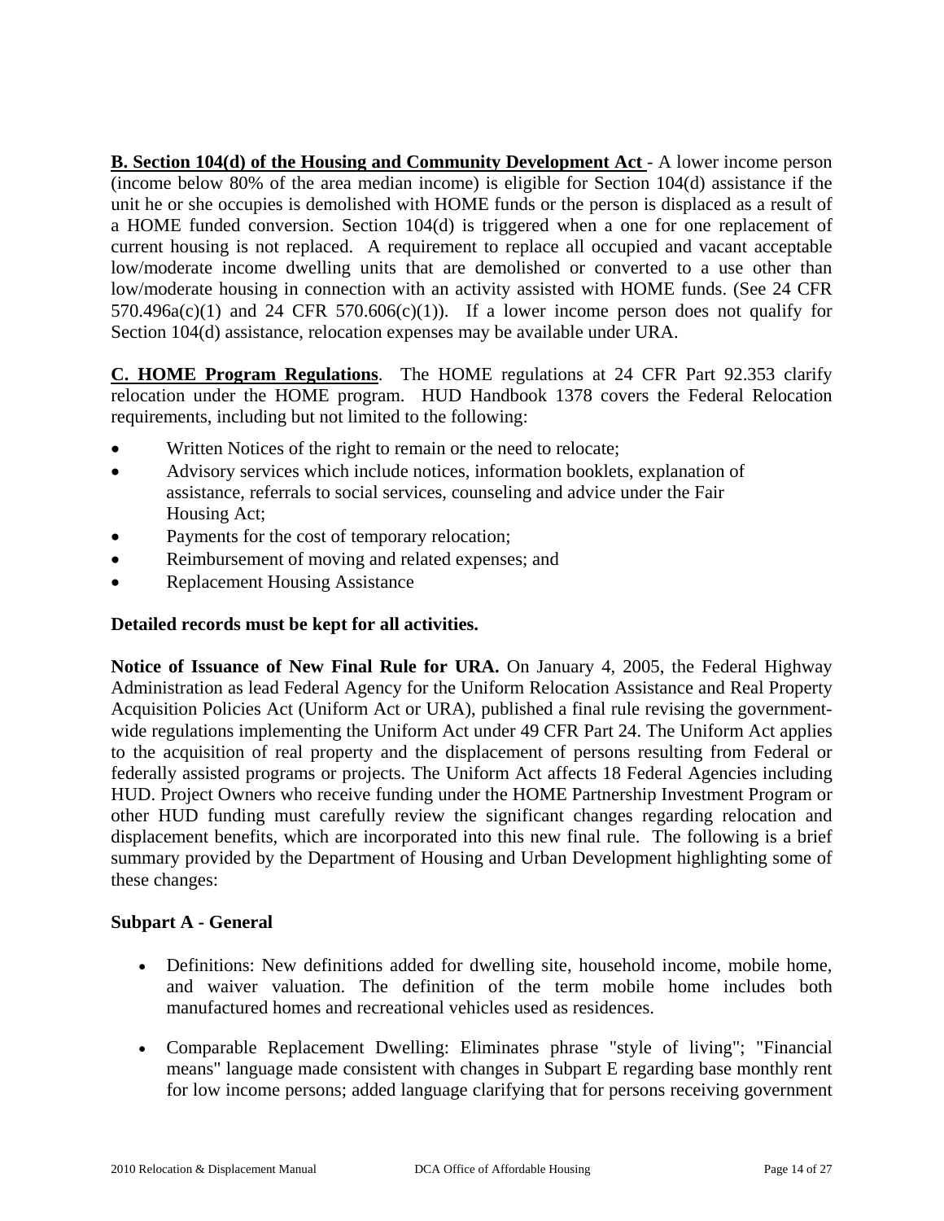**B. Section 104(d) of the Housing and Community Development Act** - A lower income person (income below 80% of the area median income) is eligible for Section 104(d) assistance if the unit he or she occupies is demolished with HOME funds or the person is displaced as a result of a HOME funded conversion. Section 104(d) is triggered when a one for one replacement of current housing is not replaced. A requirement to replace all occupied and vacant acceptable low/moderate income dwelling units that are demolished or converted to a use other than low/moderate housing in connection with an activity assisted with HOME funds. (See 24 CFR 570.496a(c)(1) and 24 CFR 570.606(c)(1)). If a lower income person does not qualify for Section 104(d) assistance, relocation expenses may be available under URA.

**C. HOME Program Regulations**. The HOME regulations at 24 CFR Part 92.353 clarify relocation under the HOME program. HUD Handbook 1378 covers the Federal Relocation requirements, including but not limited to the following:

- Written Notices of the right to remain or the need to relocate;
- Advisory services which include notices, information booklets, explanation of assistance, referrals to social services, counseling and advice under the Fair Housing Act;
- Payments for the cost of temporary relocation;
- Reimbursement of moving and related expenses; and
- Replacement Housing Assistance

**Detailed records must be kept for all activities.**

**Notice of Issuance of New Final Rule for URA.** On January 4, 2005, the Federal Highway Administration as lead Federal Agency for the Uniform Relocation Assistance and Real Property Acquisition Policies Act (Uniform Act or URA), published a final rule revising the government-wide regulations implementing the Uniform Act under 49 CFR Part 24. The Uniform Act applies to the acquisition of real property and the displacement of persons resulting from Federal or federally assisted programs or projects. The Uniform Act affects 18 Federal Agencies including HUD. Project Owners who receive funding under the HOME Partnership Investment Program or other HUD funding must carefully review the significant changes regarding relocation and displacement benefits, which are incorporated into this new final rule. The following is a brief summary provided by the Department of Housing and Urban Development highlighting some of these changes:

**Subpart A - General**

- Definitions: New definitions added for dwelling site, household income, mobile home, and waiver valuation. The definition of the term mobile home includes both manufactured homes and recreational vehicles used as residences.

- Comparable Replacement Dwelling: Eliminates phrase "style of living"; "Financial means" language made consistent with changes in Subpart E regarding base monthly rent for low income persons; added language clarifying that for persons receiving government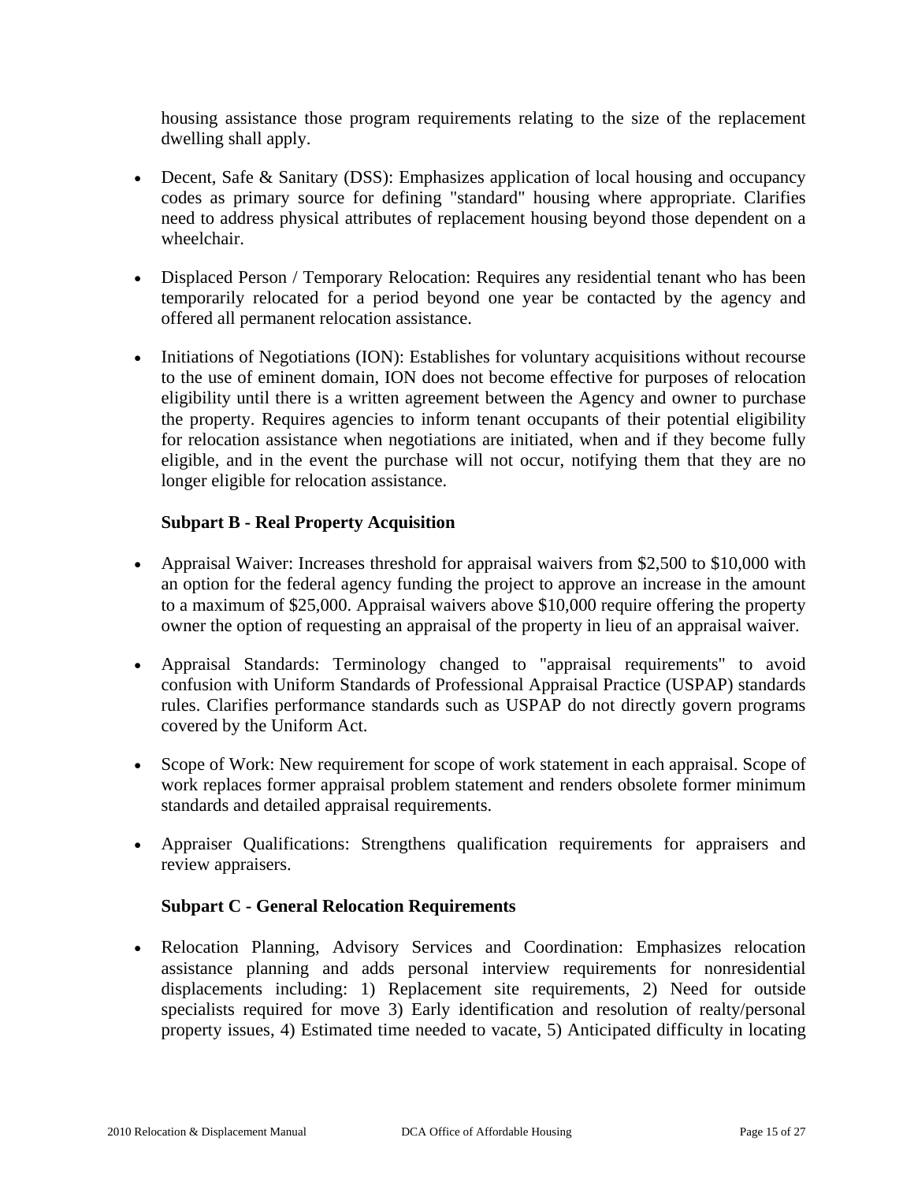housing assistance those program requirements relating to the size of the replacement dwelling shall apply.

- Decent, Safe & Sanitary (DSS): Emphasizes application of local housing and occupancy codes as primary source for defining "standard" housing where appropriate. Clarifies need to address physical attributes of replacement housing beyond those dependent on a wheelchair.

- Displaced Person / Temporary Relocation: Requires any residential tenant who has been temporarily relocated for a period beyond one year be contacted by the agency and offered all permanent relocation assistance.

- Initiations of Negotiations (ION): Establishes for voluntary acquisitions without recourse to the use of eminent domain, ION does not become effective for purposes of relocation eligibility until there is a written agreement between the Agency and owner to purchase the property. Requires agencies to inform tenant occupants of their potential eligibility for relocation assistance when negotiations are initiated, when and if they become fully eligible, and in the event the purchase will not occur, notifying them that they are no longer eligible for relocation assistance.

**Subpart B - Real Property Acquisition**

- Appraisal Waiver: Increases threshold for appraisal waivers from $2,500 to $10,000 with an option for the federal agency funding the project to approve an increase in the amount to a maximum of $25,000. Appraisal waivers above $10,000 require offering the property owner the option of requesting an appraisal of the property in lieu of an appraisal waiver.

- Appraisal Standards: Terminology changed to "appraisal requirements" to avoid confusion with Uniform Standards of Professional Appraisal Practice (USPAP) standards rules. Clarifies performance standards such as USPAP do not directly govern programs covered by the Uniform Act.

- Scope of Work: New requirement for scope of work statement in each appraisal. Scope of work replaces former appraisal problem statement and renders obsolete former minimum standards and detailed appraisal requirements.

- Appraiser Qualifications: Strengthens qualification requirements for appraisers and review appraisers.

**Subpart C - General Relocation Requirements**

- Relocation Planning, Advisory Services and Coordination: Emphasizes relocation assistance planning and adds personal interview requirements for nonresidential displacements including: 1) Replacement site requirements, 2) Need for outside specialists required for move 3) Early identification and resolution of realty/personal property issues, 4) Estimated time needed to vacate, 5) Anticipated difficulty in locating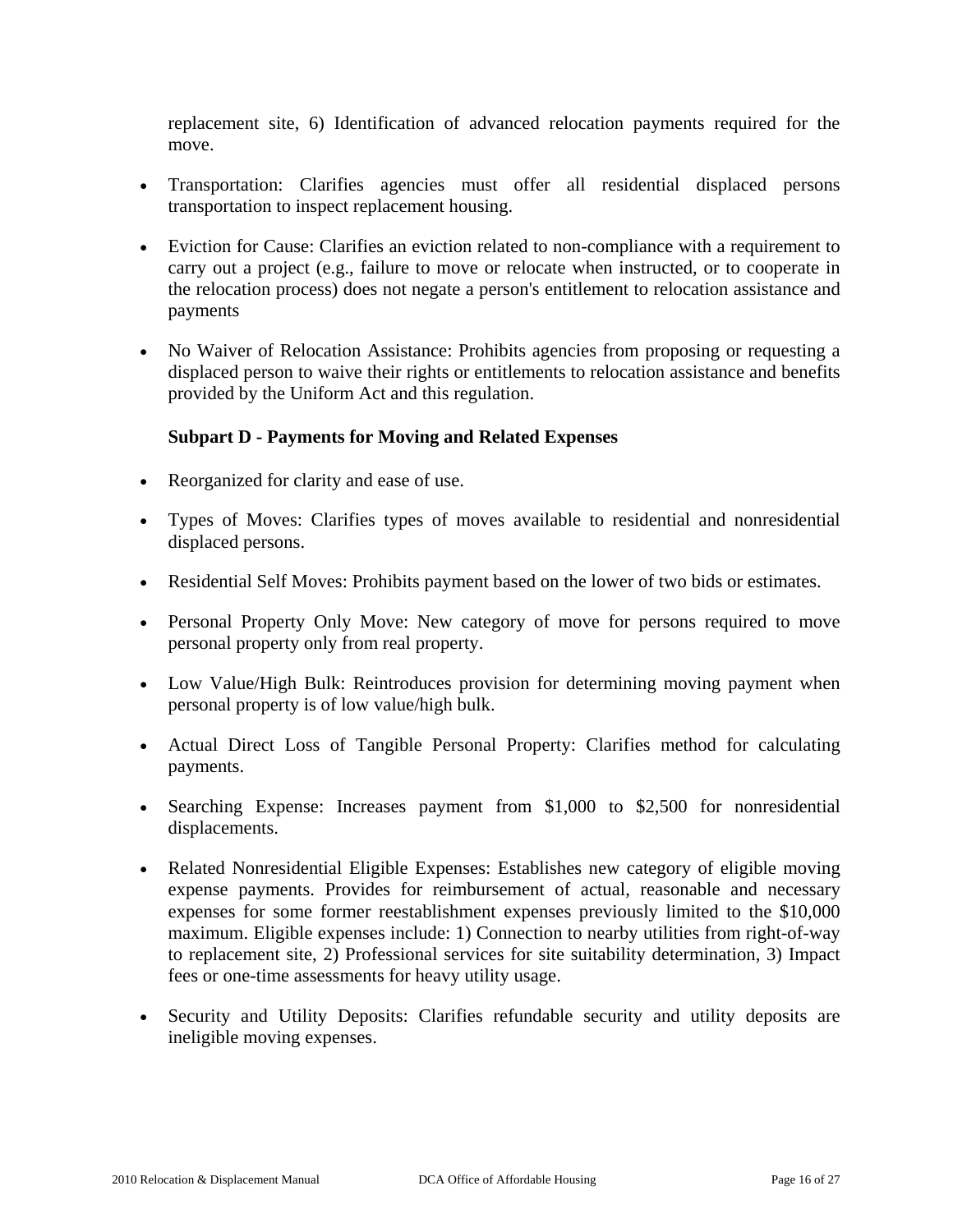replacement site, 6) Identification of advanced relocation payments required for the move.

- Transportation: Clarifies agencies must offer all residential displaced persons transportation to inspect replacement housing.
- Eviction for Cause: Clarifies an eviction related to non-compliance with a requirement to carry out a project (e.g., failure to move or relocate when instructed, or to cooperate in the relocation process) does not negate a person's entitlement to relocation assistance and payments
- No Waiver of Relocation Assistance: Prohibits agencies from proposing or requesting a displaced person to waive their rights or entitlements to relocation assistance and benefits provided by the Uniform Act and this regulation.

**Subpart D - Payments for Moving and Related Expenses**

- Reorganized for clarity and ease of use.
- Types of Moves: Clarifies types of moves available to residential and nonresidential displaced persons.
- Residential Self Moves: Prohibits payment based on the lower of two bids or estimates.
- Personal Property Only Move: New category of move for persons required to move personal property only from real property.
- Low Value/High Bulk: Reintroduces provision for determining moving payment when personal property is of low value/high bulk.
- Actual Direct Loss of Tangible Personal Property: Clarifies method for calculating payments.
- Searching Expense: Increases payment from $1,000 to $2,500 for nonresidential displacements.
- Related Nonresidential Eligible Expenses: Establishes new category of eligible moving expense payments. Provides for reimbursement of actual, reasonable and necessary expenses for some former reestablishment expenses previously limited to the $10,000 maximum. Eligible expenses include: 1) Connection to nearby utilities from right-of-way to replacement site, 2) Professional services for site suitability determination, 3) Impact fees or one-time assessments for heavy utility usage.
- Security and Utility Deposits: Clarifies refundable security and utility deposits are ineligible moving expenses.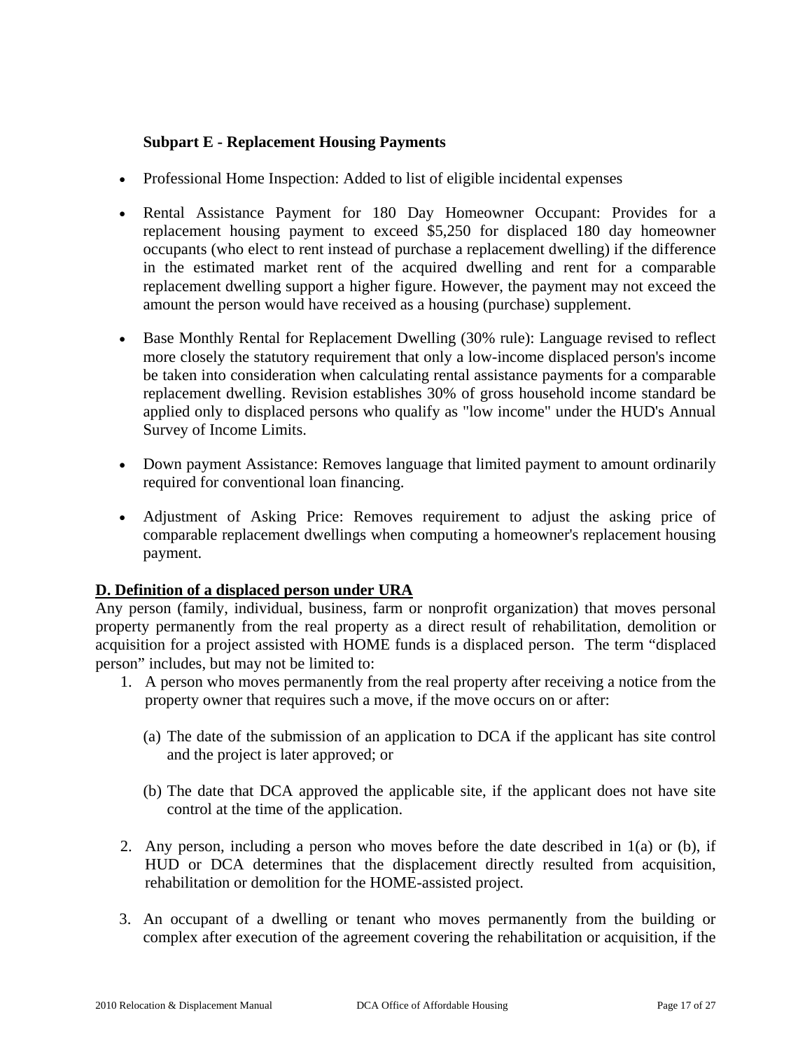**Subpart E - Replacement Housing Payments**

- Professional Home Inspection: Added to list of eligible incidental expenses

- Rental Assistance Payment for 180 Day Homeowner Occupant: Provides for a replacement housing payment to exceed $5,250 for displaced 180 day homeowner occupants (who elect to rent instead of purchase a replacement dwelling) if the difference in the estimated market rent of the acquired dwelling and rent for a comparable replacement dwelling support a higher figure. However, the payment may not exceed the amount the person would have received as a housing (purchase) supplement.

- Base Monthly Rental for Replacement Dwelling (30% rule): Language revised to reflect more closely the statutory requirement that only a low-income displaced person's income be taken into consideration when calculating rental assistance payments for a comparable replacement dwelling. Revision establishes 30% of gross household income standard be applied only to displaced persons who qualify as "low income" under the HUD's Annual Survey of Income Limits.

- Down payment Assistance: Removes language that limited payment to amount ordinarily required for conventional loan financing.

- Adjustment of Asking Price: Removes requirement to adjust the asking price of comparable replacement dwellings when computing a homeowner's replacement housing payment.

**D. Definition of a displaced person under URA**

Any person (family, individual, business, farm or nonprofit organization) that moves personal property permanently from the real property as a direct result of rehabilitation, demolition or acquisition for a project assisted with HOME funds is a displaced person. The term "displaced person" includes, but may not be limited to:

1. A person who moves permanently from the real property after receiving a notice from the property owner that requires such a move, if the move occurs on or after:

   (a) The date of the submission of an application to DCA if the applicant has site control and the project is later approved; or

   (b) The date that DCA approved the applicable site, if the applicant does not have site control at the time of the application.

2. Any person, including a person who moves before the date described in 1(a) or (b), if HUD or DCA determines that the displacement directly resulted from acquisition, rehabilitation or demolition for the HOME-assisted project.

3. An occupant of a dwelling or tenant who moves permanently from the building or complex after execution of the agreement covering the rehabilitation or acquisition, if the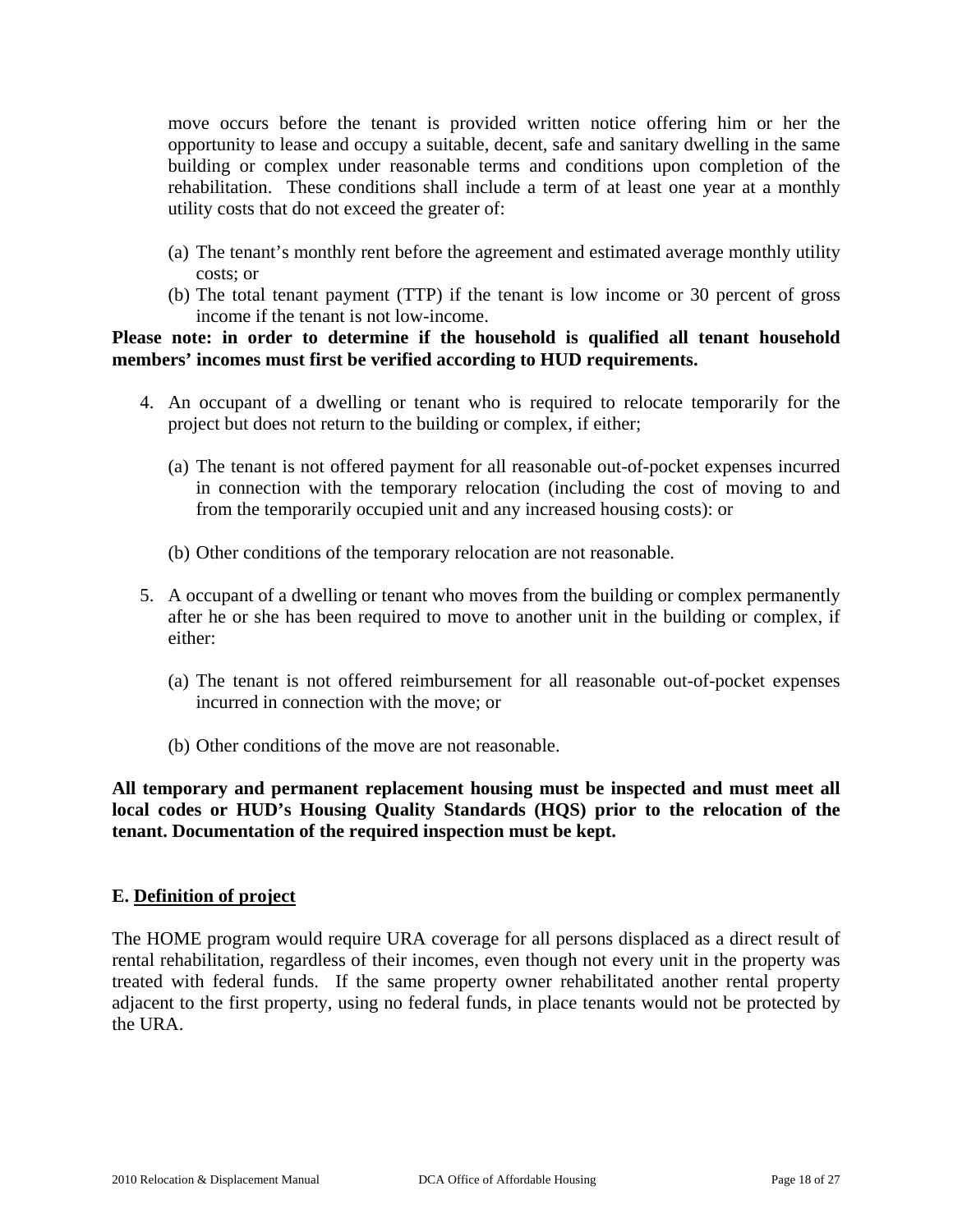move occurs before the tenant is provided written notice offering him or her the opportunity to lease and occupy a suitable, decent, safe and sanitary dwelling in the same building or complex under reasonable terms and conditions upon completion of the rehabilitation. These conditions shall include a term of at least one year at a monthly utility costs that do not exceed the greater of:

(a) The tenant's monthly rent before the agreement and estimated average monthly utility costs; or
(b) The total tenant payment (TTP) if the tenant is low income or 30 percent of gross income if the tenant is not low-income.

**Please note: in order to determine if the household is qualified all tenant household members' incomes must first be verified according to HUD requirements.**

4. An occupant of a dwelling or tenant who is required to relocate temporarily for the project but does not return to the building or complex, if either;

   (a) The tenant is not offered payment for all reasonable out-of-pocket expenses incurred in connection with the temporary relocation (including the cost of moving to and from the temporarily occupied unit and any increased housing costs): or

   (b) Other conditions of the temporary relocation are not reasonable.

5. A occupant of a dwelling or tenant who moves from the building or complex permanently after he or she has been required to move to another unit in the building or complex, if either:

   (a) The tenant is not offered reimbursement for all reasonable out-of-pocket expenses incurred in connection with the move; or

   (b) Other conditions of the move are not reasonable.

**All temporary and permanent replacement housing must be inspected and must meet all local codes or HUD's Housing Quality Standards (HQS) prior to the relocation of the tenant. Documentation of the required inspection must be kept.**

## E. Definition of project

The HOME program would require URA coverage for all persons displaced as a direct result of rental rehabilitation, regardless of their incomes, even though not every unit in the property was treated with federal funds. If the same property owner rehabilitated another rental property adjacent to the first property, using no federal funds, in place tenants would not be protected by the URA.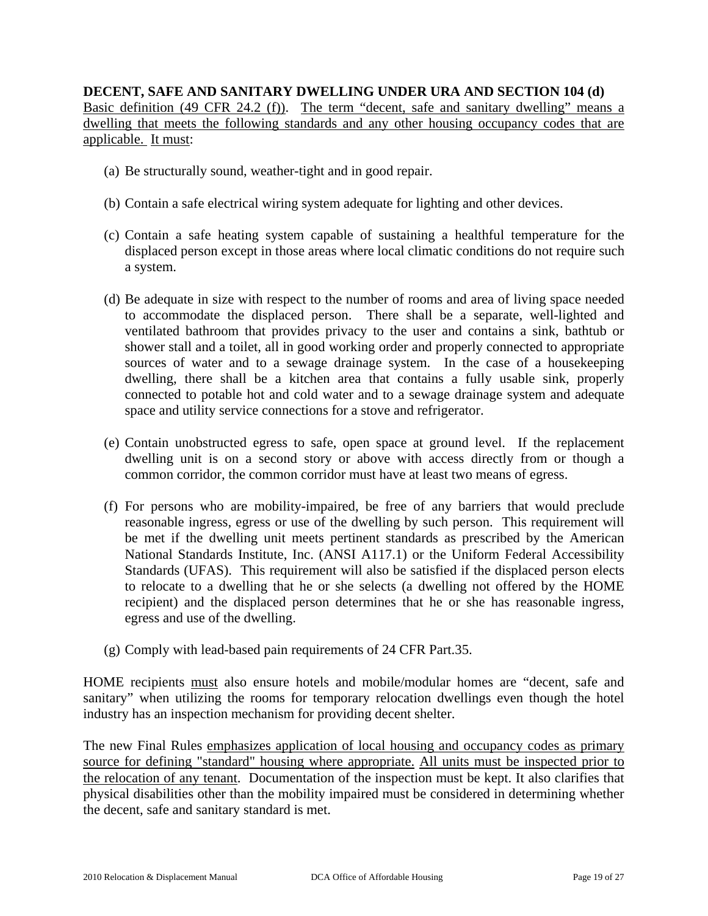**DECENT, SAFE AND SANITARY DWELLING UNDER URA AND SECTION 104 (d)**

Basic definition (49 CFR 24.2 (f)). The term "decent, safe and sanitary dwelling" means a dwelling that meets the following standards and any other housing occupancy codes that are applicable. It must:

(a) Be structurally sound, weather-tight and in good repair.

(b) Contain a safe electrical wiring system adequate for lighting and other devices.

(c) Contain a safe heating system capable of sustaining a healthful temperature for the displaced person except in those areas where local climatic conditions do not require such a system.

(d) Be adequate in size with respect to the number of rooms and area of living space needed to accommodate the displaced person. There shall be a separate, well-lighted and ventilated bathroom that provides privacy to the user and contains a sink, bathtub or shower stall and a toilet, all in good working order and properly connected to appropriate sources of water and to a sewage drainage system. In the case of a housekeeping dwelling, there shall be a kitchen area that contains a fully usable sink, properly connected to potable hot and cold water and to a sewage drainage system and adequate space and utility service connections for a stove and refrigerator.

(e) Contain unobstructed egress to safe, open space at ground level. If the replacement dwelling unit is on a second story or above with access directly from or though a common corridor, the common corridor must have at least two means of egress.

(f) For persons who are mobility-impaired, be free of any barriers that would preclude reasonable ingress, egress or use of the dwelling by such person. This requirement will be met if the dwelling unit meets pertinent standards as prescribed by the American National Standards Institute, Inc. (ANSI A117.1) or the Uniform Federal Accessibility Standards (UFAS). This requirement will also be satisfied if the displaced person elects to relocate to a dwelling that he or she selects (a dwelling not offered by the HOME recipient) and the displaced person determines that he or she has reasonable ingress, egress and use of the dwelling.

(g) Comply with lead-based pain requirements of 24 CFR Part.35.

HOME recipients must also ensure hotels and mobile/modular homes are "decent, safe and sanitary" when utilizing the rooms for temporary relocation dwellings even though the hotel industry has an inspection mechanism for providing decent shelter.

The new Final Rules emphasizes application of local housing and occupancy codes as primary source for defining "standard" housing where appropriate. All units must be inspected prior to the relocation of any tenant. Documentation of the inspection must be kept. It also clarifies that physical disabilities other than the mobility impaired must be considered in determining whether the decent, safe and sanitary standard is met.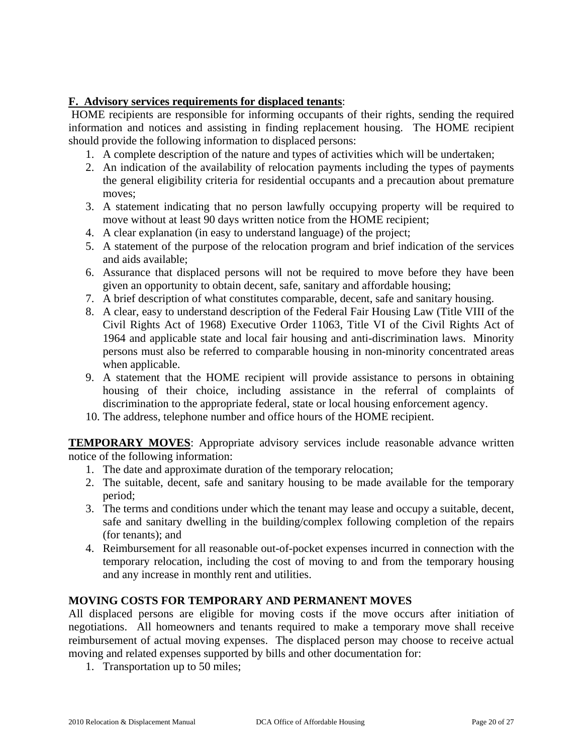**F. Advisory services requirements for displaced tenants**:

HOME recipients are responsible for informing occupants of their rights, sending the required information and notices and assisting in finding replacement housing. The HOME recipient should provide the following information to displaced persons:

1. A complete description of the nature and types of activities which will be undertaken;
2. An indication of the availability of relocation payments including the types of payments the general eligibility criteria for residential occupants and a precaution about premature moves;
3. A statement indicating that no person lawfully occupying property will be required to move without at least 90 days written notice from the HOME recipient;
4. A clear explanation (in easy to understand language) of the project;
5. A statement of the purpose of the relocation program and brief indication of the services and aids available;
6. Assurance that displaced persons will not be required to move before they have been given an opportunity to obtain decent, safe, sanitary and affordable housing;
7. A brief description of what constitutes comparable, decent, safe and sanitary housing.
8. A clear, easy to understand description of the Federal Fair Housing Law (Title VIII of the Civil Rights Act of 1968) Executive Order 11063, Title VI of the Civil Rights Act of 1964 and applicable state and local fair housing and anti-discrimination laws. Minority persons must also be referred to comparable housing in non-minority concentrated areas when applicable.
9. A statement that the HOME recipient will provide assistance to persons in obtaining housing of their choice, including assistance in the referral of complaints of discrimination to the appropriate federal, state or local housing enforcement agency.
10. The address, telephone number and office hours of the HOME recipient.

**TEMPORARY MOVES**: Appropriate advisory services include reasonable advance written notice of the following information:

1. The date and approximate duration of the temporary relocation;
2. The suitable, decent, safe and sanitary housing to be made available for the temporary period;
3. The terms and conditions under which the tenant may lease and occupy a suitable, decent, safe and sanitary dwelling in the building/complex following completion of the repairs (for tenants); and
4. Reimbursement for all reasonable out-of-pocket expenses incurred in connection with the temporary relocation, including the cost of moving to and from the temporary housing and any increase in monthly rent and utilities.

**MOVING COSTS FOR TEMPORARY AND PERMANENT MOVES**

All displaced persons are eligible for moving costs if the move occurs after initiation of negotiations. All homeowners and tenants required to make a temporary move shall receive reimbursement of actual moving expenses. The displaced person may choose to receive actual moving and related expenses supported by bills and other documentation for:

1. Transportation up to 50 miles;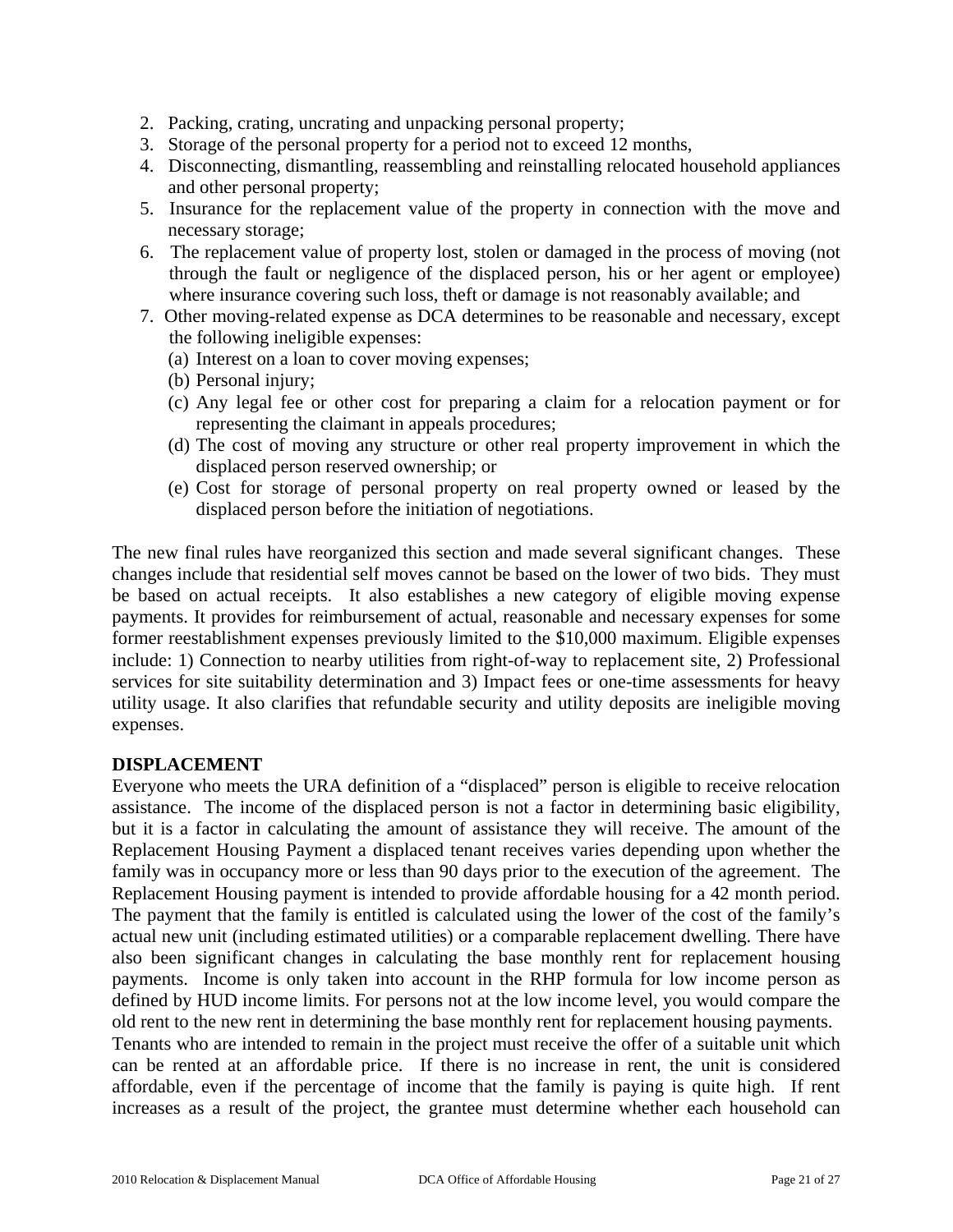2. Packing, crating, uncrating and unpacking personal property;
3. Storage of the personal property for a period not to exceed 12 months,
4. Disconnecting, dismantling, reassembling and reinstalling relocated household appliances and other personal property;
5. Insurance for the replacement value of the property in connection with the move and necessary storage;
6. The replacement value of property lost, stolen or damaged in the process of moving (not through the fault or negligence of the displaced person, his or her agent or employee) where insurance covering such loss, theft or damage is not reasonably available; and
7. Other moving-related expense as DCA determines to be reasonable and necessary, except the following ineligible expenses:
   (a) Interest on a loan to cover moving expenses;
   (b) Personal injury;
   (c) Any legal fee or other cost for preparing a claim for a relocation payment or for representing the claimant in appeals procedures;
   (d) The cost of moving any structure or other real property improvement in which the displaced person reserved ownership; or
   (e) Cost for storage of personal property on real property owned or leased by the displaced person before the initiation of negotiations.

The new final rules have reorganized this section and made several significant changes. These changes include that residential self moves cannot be based on the lower of two bids. They must be based on actual receipts. It also establishes a new category of eligible moving expense payments. It provides for reimbursement of actual, reasonable and necessary expenses for some former reestablishment expenses previously limited to the $10,000 maximum. Eligible expenses include: 1) Connection to nearby utilities from right-of-way to replacement site, 2) Professional services for site suitability determination and 3) Impact fees or one-time assessments for heavy utility usage. It also clarifies that refundable security and utility deposits are ineligible moving expenses.

**DISPLACEMENT**

Everyone who meets the URA definition of a "displaced" person is eligible to receive relocation assistance. The income of the displaced person is not a factor in determining basic eligibility, but it is a factor in calculating the amount of assistance they will receive. The amount of the Replacement Housing Payment a displaced tenant receives varies depending upon whether the family was in occupancy more or less than 90 days prior to the execution of the agreement. The Replacement Housing payment is intended to provide affordable housing for a 42 month period. The payment that the family is entitled is calculated using the lower of the cost of the family's actual new unit (including estimated utilities) or a comparable replacement dwelling. There have also been significant changes in calculating the base monthly rent for replacement housing payments. Income is only taken into account in the RHP formula for low income person as defined by HUD income limits. For persons not at the low income level, you would compare the old rent to the new rent in determining the base monthly rent for replacement housing payments.

Tenants who are intended to remain in the project must receive the offer of a suitable unit which can be rented at an affordable price. If there is no increase in rent, the unit is considered affordable, even if the percentage of income that the family is paying is quite high. If rent increases as a result of the project, the grantee must determine whether each household can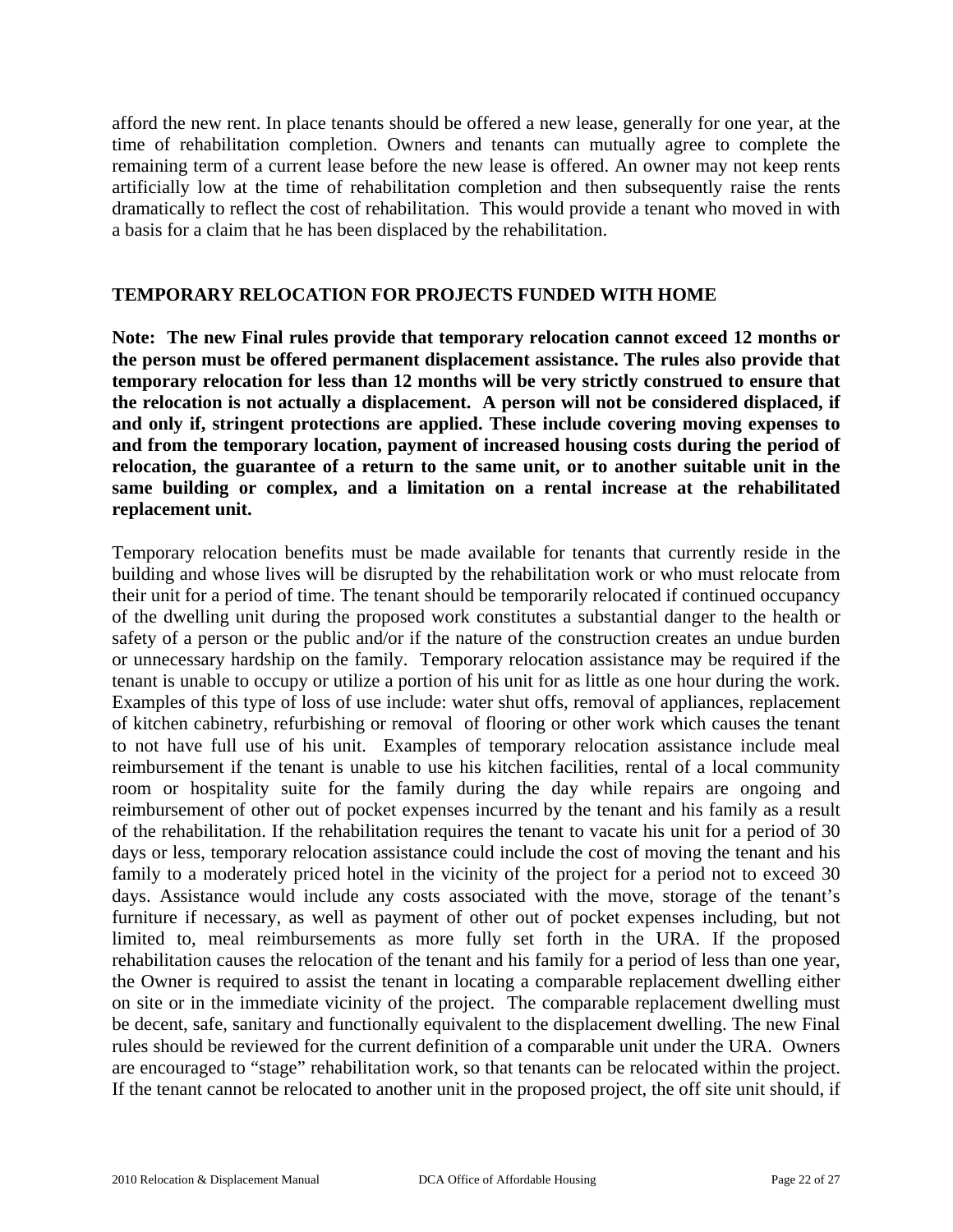afford the new rent. In place tenants should be offered a new lease, generally for one year, at the time of rehabilitation completion. Owners and tenants can mutually agree to complete the remaining term of a current lease before the new lease is offered. An owner may not keep rents artificially low at the time of rehabilitation completion and then subsequently raise the rents dramatically to reflect the cost of rehabilitation. This would provide a tenant who moved in with a basis for a claim that he has been displaced by the rehabilitation.

## TEMPORARY RELOCATION FOR PROJECTS FUNDED WITH HOME

**Note: The new Final rules provide that temporary relocation cannot exceed 12 months or the person must be offered permanent displacement assistance. The rules also provide that temporary relocation for less than 12 months will be very strictly construed to ensure that the relocation is not actually a displacement. A person will not be considered displaced, if and only if, stringent protections are applied. These include covering moving expenses to and from the temporary location, payment of increased housing costs during the period of relocation, the guarantee of a return to the same unit, or to another suitable unit in the same building or complex, and a limitation on a rental increase at the rehabilitated replacement unit.**

Temporary relocation benefits must be made available for tenants that currently reside in the building and whose lives will be disrupted by the rehabilitation work or who must relocate from their unit for a period of time. The tenant should be temporarily relocated if continued occupancy of the dwelling unit during the proposed work constitutes a substantial danger to the health or safety of a person or the public and/or if the nature of the construction creates an undue burden or unnecessary hardship on the family. Temporary relocation assistance may be required if the tenant is unable to occupy or utilize a portion of his unit for as little as one hour during the work. Examples of this type of loss of use include: water shut offs, removal of appliances, replacement of kitchen cabinetry, refurbishing or removal of flooring or other work which causes the tenant to not have full use of his unit. Examples of temporary relocation assistance include meal reimbursement if the tenant is unable to use his kitchen facilities, rental of a local community room or hospitality suite for the family during the day while repairs are ongoing and reimbursement of other out of pocket expenses incurred by the tenant and his family as a result of the rehabilitation. If the rehabilitation requires the tenant to vacate his unit for a period of 30 days or less, temporary relocation assistance could include the cost of moving the tenant and his family to a moderately priced hotel in the vicinity of the project for a period not to exceed 30 days. Assistance would include any costs associated with the move, storage of the tenant's furniture if necessary, as well as payment of other out of pocket expenses including, but not limited to, meal reimbursements as more fully set forth in the URA. If the proposed rehabilitation causes the relocation of the tenant and his family for a period of less than one year, the Owner is required to assist the tenant in locating a comparable replacement dwelling either on site or in the immediate vicinity of the project. The comparable replacement dwelling must be decent, safe, sanitary and functionally equivalent to the displacement dwelling. The new Final rules should be reviewed for the current definition of a comparable unit under the URA. Owners are encouraged to "stage" rehabilitation work, so that tenants can be relocated within the project. If the tenant cannot be relocated to another unit in the proposed project, the off site unit should, if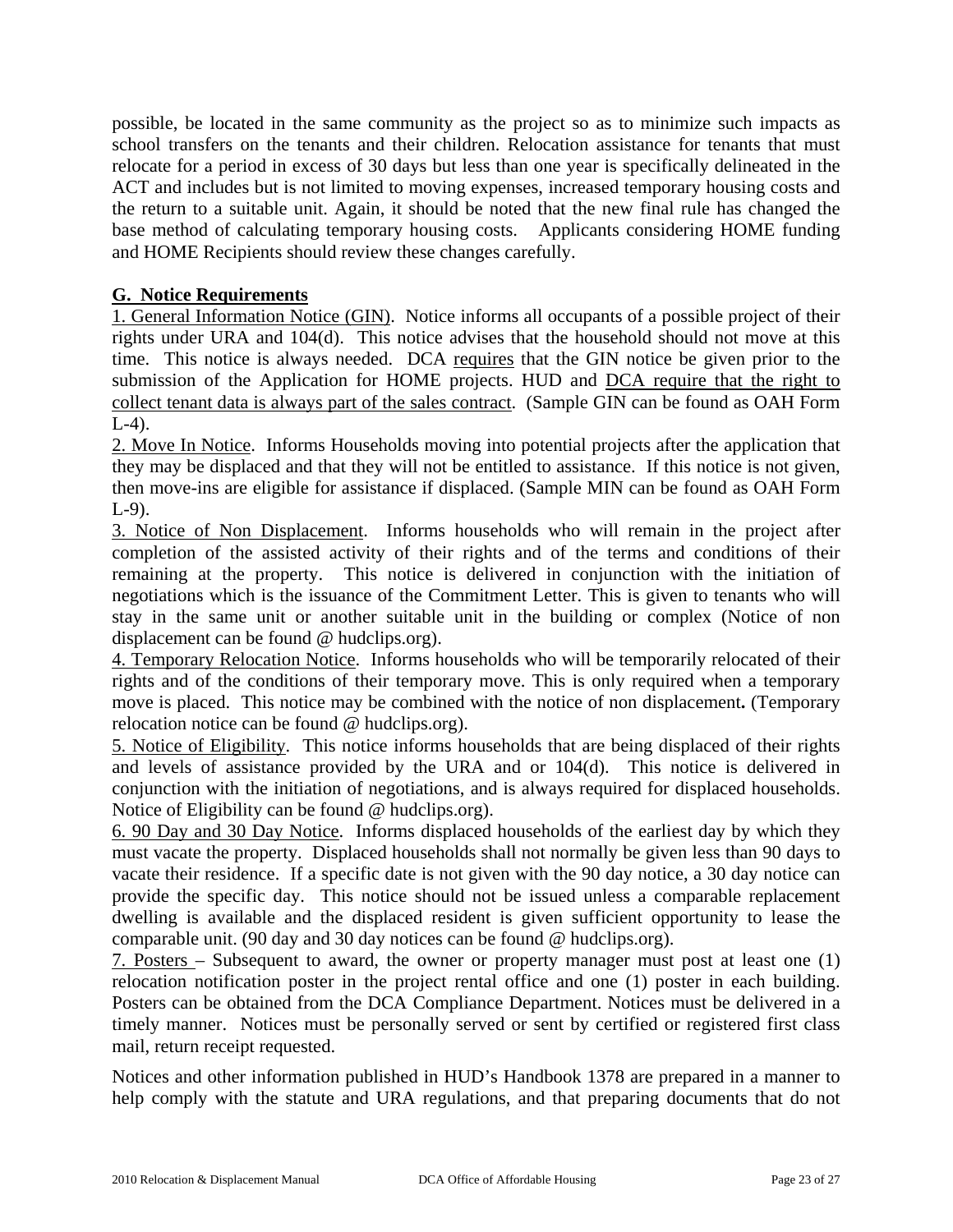possible, be located in the same community as the project so as to minimize such impacts as school transfers on the tenants and their children. Relocation assistance for tenants that must relocate for a period in excess of 30 days but less than one year is specifically delineated in the ACT and includes but is not limited to moving expenses, increased temporary housing costs and the return to a suitable unit. Again, it should be noted that the new final rule has changed the base method of calculating temporary housing costs. Applicants considering HOME funding and HOME Recipients should review these changes carefully.

**G. Notice Requirements**

1. General Information Notice (GIN). Notice informs all occupants of a possible project of their rights under URA and 104(d). This notice advises that the household should not move at this time. This notice is always needed. DCA requires that the GIN notice be given prior to the submission of the Application for HOME projects. HUD and DCA require that the right to collect tenant data is always part of the sales contract. (Sample GIN can be found as OAH Form L-4).

2. Move In Notice. Informs Households moving into potential projects after the application that they may be displaced and that they will not be entitled to assistance. If this notice is not given, then move-ins are eligible for assistance if displaced. (Sample MIN can be found as OAH Form L-9).

3. Notice of Non Displacement. Informs households who will remain in the project after completion of the assisted activity of their rights and of the terms and conditions of their remaining at the property. This notice is delivered in conjunction with the initiation of negotiations which is the issuance of the Commitment Letter. This is given to tenants who will stay in the same unit or another suitable unit in the building or complex (Notice of non displacement can be found @ hudclips.org).

4. Temporary Relocation Notice. Informs households who will be temporarily relocated of their rights and of the conditions of their temporary move. This is only required when a temporary move is placed. This notice may be combined with the notice of non displacement**.** (Temporary relocation notice can be found @ hudclips.org).

5. Notice of Eligibility. This notice informs households that are being displaced of their rights and levels of assistance provided by the URA and or 104(d). This notice is delivered in conjunction with the initiation of negotiations, and is always required for displaced households. Notice of Eligibility can be found @ hudclips.org).

6. 90 Day and 30 Day Notice. Informs displaced households of the earliest day by which they must vacate the property. Displaced households shall not normally be given less than 90 days to vacate their residence. If a specific date is not given with the 90 day notice, a 30 day notice can provide the specific day. This notice should not be issued unless a comparable replacement dwelling is available and the displaced resident is given sufficient opportunity to lease the comparable unit. (90 day and 30 day notices can be found @ hudclips.org).

7. Posters – Subsequent to award, the owner or property manager must post at least one (1) relocation notification poster in the project rental office and one (1) poster in each building. Posters can be obtained from the DCA Compliance Department. Notices must be delivered in a timely manner. Notices must be personally served or sent by certified or registered first class mail, return receipt requested.

Notices and other information published in HUD's Handbook 1378 are prepared in a manner to help comply with the statute and URA regulations, and that preparing documents that do not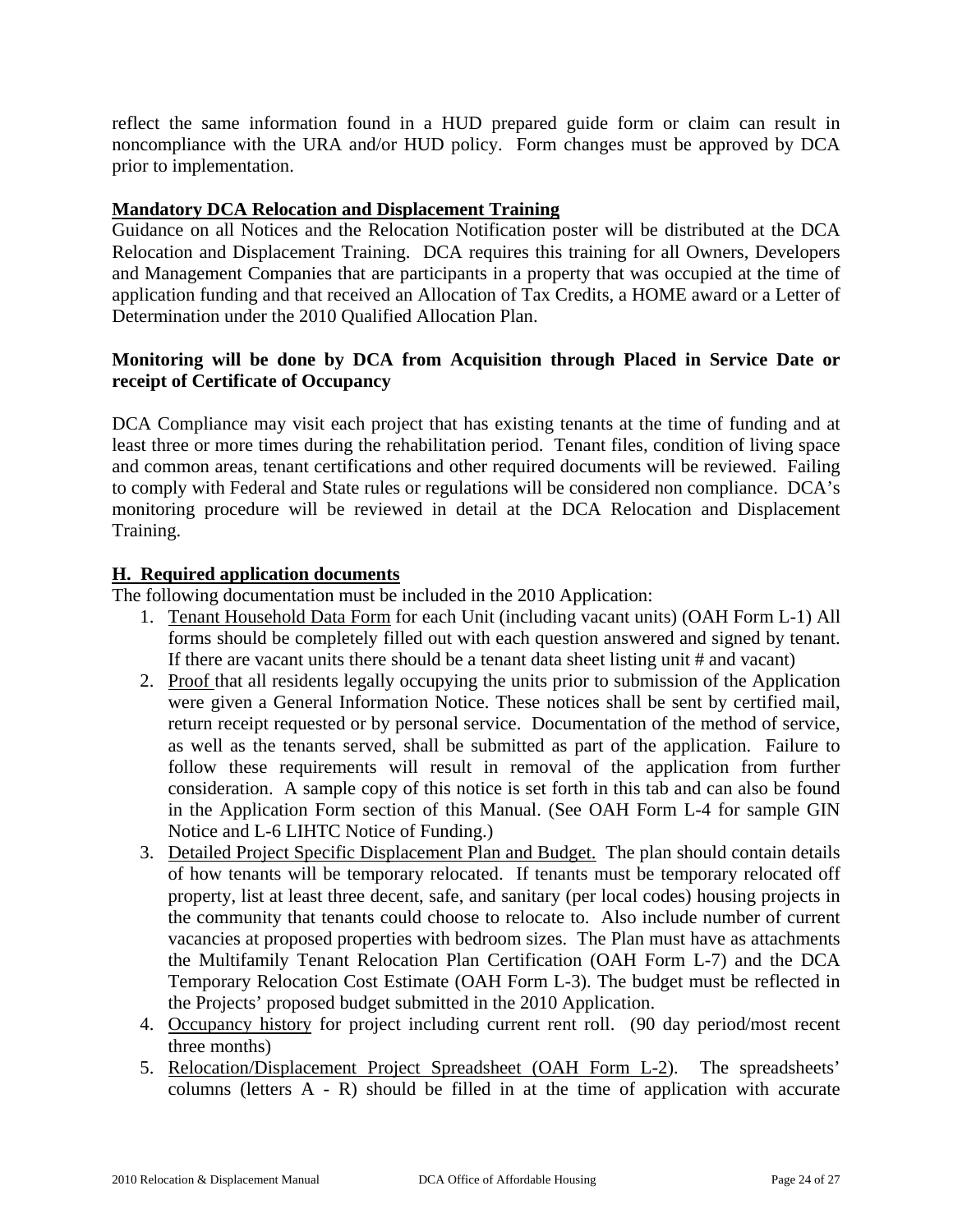reflect the same information found in a HUD prepared guide form or claim can result in noncompliance with the URA and/or HUD policy. Form changes must be approved by DCA prior to implementation.

## Mandatory DCA Relocation and Displacement Training

Guidance on all Notices and the Relocation Notification poster will be distributed at the DCA Relocation and Displacement Training. DCA requires this training for all Owners, Developers and Management Companies that are participants in a property that was occupied at the time of application funding and that received an Allocation of Tax Credits, a HOME award or a Letter of Determination under the 2010 Qualified Allocation Plan.

**Monitoring will be done by DCA from Acquisition through Placed in Service Date or receipt of Certificate of Occupancy**

DCA Compliance may visit each project that has existing tenants at the time of funding and at least three or more times during the rehabilitation period. Tenant files, condition of living space and common areas, tenant certifications and other required documents will be reviewed. Failing to comply with Federal and State rules or regulations will be considered non compliance. DCA's monitoring procedure will be reviewed in detail at the DCA Relocation and Displacement Training.

## H. Required application documents

The following documentation must be included in the 2010 Application:

1. Tenant Household Data Form for each Unit (including vacant units) (OAH Form L-1) All forms should be completely filled out with each question answered and signed by tenant. If there are vacant units there should be a tenant data sheet listing unit # and vacant)
2. Proof that all residents legally occupying the units prior to submission of the Application were given a General Information Notice. These notices shall be sent by certified mail, return receipt requested or by personal service. Documentation of the method of service, as well as the tenants served, shall be submitted as part of the application. Failure to follow these requirements will result in removal of the application from further consideration. A sample copy of this notice is set forth in this tab and can also be found in the Application Form section of this Manual. (See OAH Form L-4 for sample GIN Notice and L-6 LIHTC Notice of Funding.)
3. Detailed Project Specific Displacement Plan and Budget. The plan should contain details of how tenants will be temporary relocated. If tenants must be temporary relocated off property, list at least three decent, safe, and sanitary (per local codes) housing projects in the community that tenants could choose to relocate to. Also include number of current vacancies at proposed properties with bedroom sizes. The Plan must have as attachments the Multifamily Tenant Relocation Plan Certification (OAH Form L-7) and the DCA Temporary Relocation Cost Estimate (OAH Form L-3). The budget must be reflected in the Projects' proposed budget submitted in the 2010 Application.
4. Occupancy history for project including current rent roll. (90 day period/most recent three months)
5. Relocation/Displacement Project Spreadsheet (OAH Form L-2). The spreadsheets' columns (letters A - R) should be filled in at the time of application with accurate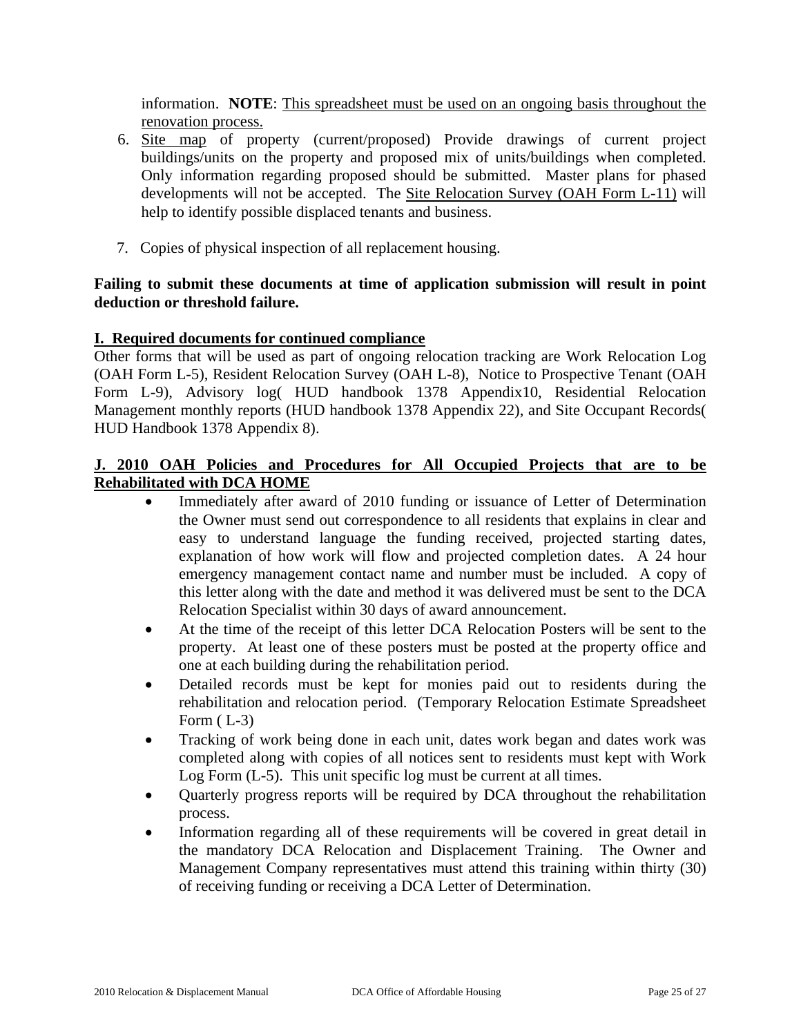information. **NOTE**: This spreadsheet must be used on an ongoing basis throughout the renovation process.

6. Site map of property (current/proposed) Provide drawings of current project buildings/units on the property and proposed mix of units/buildings when completed. Only information regarding proposed should be submitted. Master plans for phased developments will not be accepted. The Site Relocation Survey (OAH Form L-11) will help to identify possible displaced tenants and business.

7. Copies of physical inspection of all replacement housing.

**Failing to submit these documents at time of application submission will result in point deduction or threshold failure.**

## I. Required documents for continued compliance

Other forms that will be used as part of ongoing relocation tracking are Work Relocation Log (OAH Form L-5), Resident Relocation Survey (OAH L-8), Notice to Prospective Tenant (OAH Form L-9), Advisory log( HUD handbook 1378 Appendix10, Residential Relocation Management monthly reports (HUD handbook 1378 Appendix 22), and Site Occupant Records( HUD Handbook 1378 Appendix 8).

## J. 2010 OAH Policies and Procedures for All Occupied Projects that are to be Rehabilitated with DCA HOME

- Immediately after award of 2010 funding or issuance of Letter of Determination the Owner must send out correspondence to all residents that explains in clear and easy to understand language the funding received, projected starting dates, explanation of how work will flow and projected completion dates. A 24 hour emergency management contact name and number must be included. A copy of this letter along with the date and method it was delivered must be sent to the DCA Relocation Specialist within 30 days of award announcement.
- At the time of the receipt of this letter DCA Relocation Posters will be sent to the property. At least one of these posters must be posted at the property office and one at each building during the rehabilitation period.
- Detailed records must be kept for monies paid out to residents during the rehabilitation and relocation period. (Temporary Relocation Estimate Spreadsheet Form ( L-3)
- Tracking of work being done in each unit, dates work began and dates work was completed along with copies of all notices sent to residents must kept with Work Log Form (L-5). This unit specific log must be current at all times.
- Quarterly progress reports will be required by DCA throughout the rehabilitation process.
- Information regarding all of these requirements will be covered in great detail in the mandatory DCA Relocation and Displacement Training. The Owner and Management Company representatives must attend this training within thirty (30) of receiving funding or receiving a DCA Letter of Determination.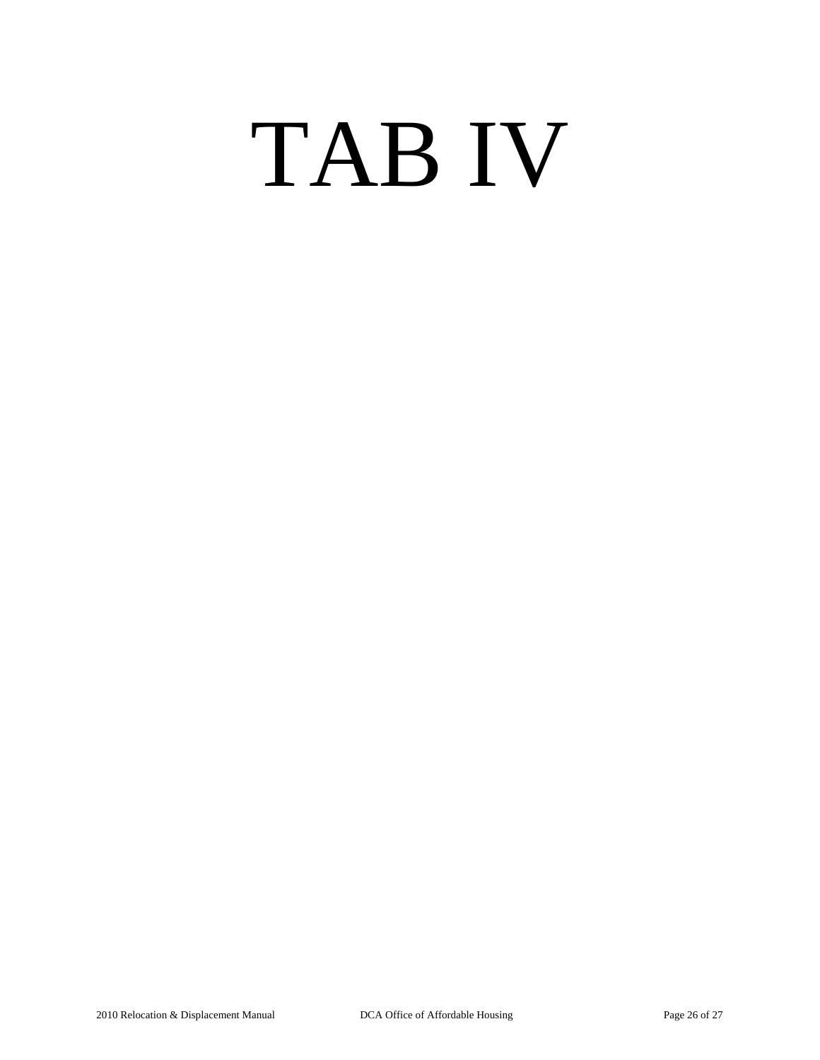# TAB IV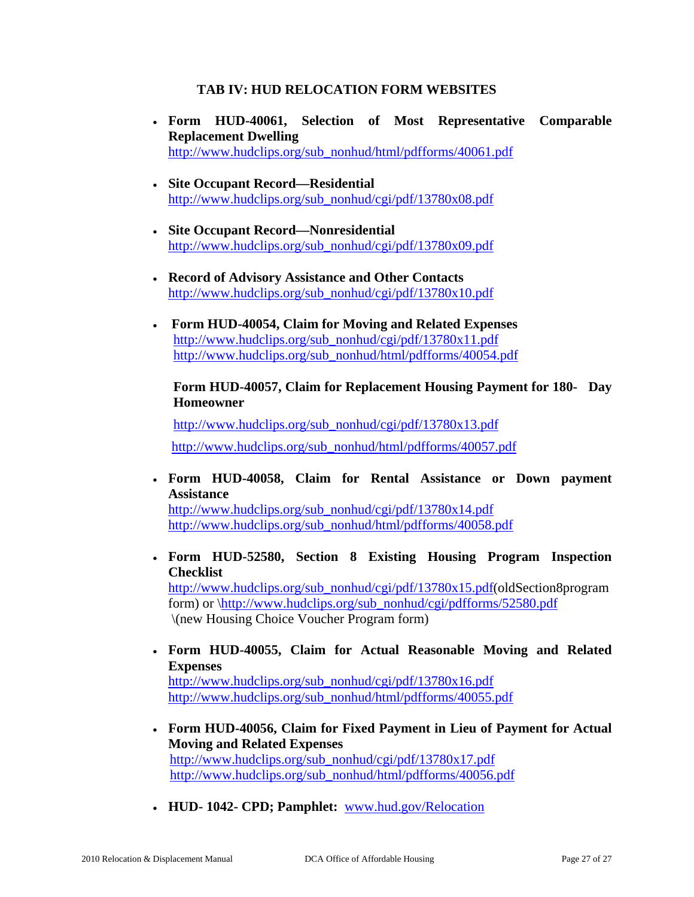### TAB IV: HUD RELOCATION FORM WEBSITES

- **Form HUD-40061, Selection of Most Representative Comparable Replacement Dwelling**
  http://www.hudclips.org/sub_nonhud/html/pdfforms/40061.pdf

- **Site Occupant Record—Residential**
  http://www.hudclips.org/sub_nonhud/cgi/pdf/13780x08.pdf

- **Site Occupant Record—Nonresidential**
  http://www.hudclips.org/sub_nonhud/cgi/pdf/13780x09.pdf

- **Record of Advisory Assistance and Other Contacts**
  http://www.hudclips.org/sub_nonhud/cgi/pdf/13780x10.pdf

- **Form HUD-40054, Claim for Moving and Related Expenses**
  http://www.hudclips.org/sub_nonhud/cgi/pdf/13780x11.pdf
  http://www.hudclips.org/sub_nonhud/html/pdfforms/40054.pdf

  **Form HUD-40057, Claim for Replacement Housing Payment for 180- Day Homeowner**

  http://www.hudclips.org/sub_nonhud/cgi/pdf/13780x13.pdf

  http://www.hudclips.org/sub_nonhud/html/pdfforms/40057.pdf

- **Form HUD-40058, Claim for Rental Assistance or Down payment Assistance**
  http://www.hudclips.org/sub_nonhud/cgi/pdf/13780x14.pdf
  http://www.hudclips.org/sub_nonhud/html/pdfforms/40058.pdf

- **Form HUD-52580, Section 8 Existing Housing Program Inspection Checklist**
  http://www.hudclips.org/sub_nonhud/cgi/pdf/13780x15.pdf(oldSection8program form) or \http://www.hudclips.org/sub_nonhud/cgi/pdfforms/52580.pdf \(new Housing Choice Voucher Program form)

- **Form HUD-40055, Claim for Actual Reasonable Moving and Related Expenses**
  http://www.hudclips.org/sub_nonhud/cgi/pdf/13780x16.pdf
  http://www.hudclips.org/sub_nonhud/html/pdfforms/40055.pdf

- **Form HUD-40056, Claim for Fixed Payment in Lieu of Payment for Actual Moving and Related Expenses**
  http://www.hudclips.org/sub_nonhud/cgi/pdf/13780x17.pdf
  http://www.hudclips.org/sub_nonhud/html/pdfforms/40056.pdf

- **HUD- 1042- CPD; Pamphlet:** www.hud.gov/Relocation